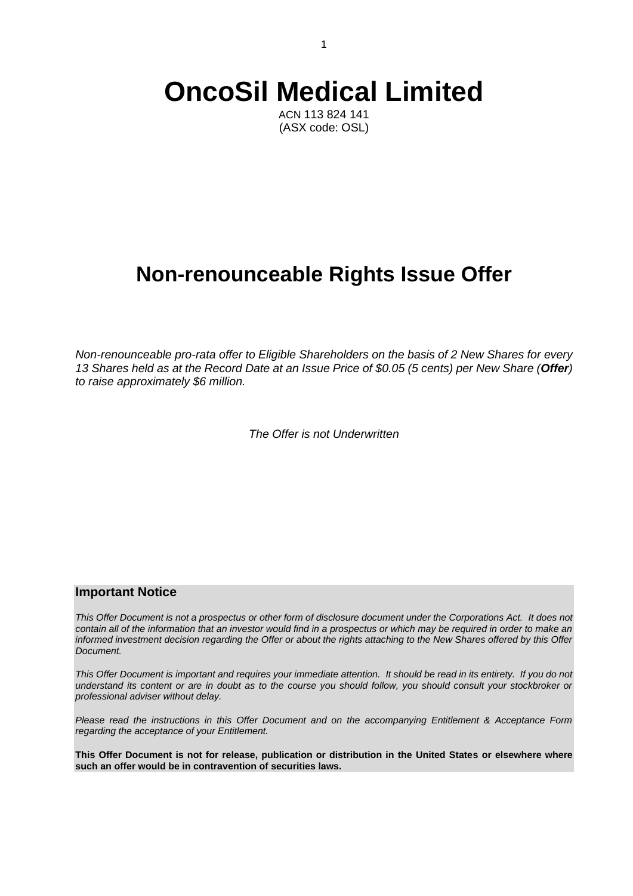# OncoSil Medical Limited

ACN 113 824 141
(ASX code: OSL)

# Non-renounceable Rights Issue Offer

*Non-renounceable pro-rata offer to Eligible Shareholders on the basis of 2 New Shares for every 13 Shares held as at the Record Date at an Issue Price of $0.05 (5 cents) per New Share (**Offer**) to raise approximately $6 million.*

*The Offer is not Underwritten*

## Important Notice

*This Offer Document is not a prospectus or other form of disclosure document under the Corporations Act. It does not contain all of the information that an investor would find in a prospectus or which may be required in order to make an informed investment decision regarding the Offer or about the rights attaching to the New Shares offered by this Offer Document.*

*This Offer Document is important and requires your immediate attention. It should be read in its entirety. If you do not understand its content or are in doubt as to the course you should follow, you should consult your stockbroker or professional adviser without delay.*

*Please read the instructions in this Offer Document and on the accompanying Entitlement & Acceptance Form regarding the acceptance of your Entitlement.*

**This Offer Document is not for release, publication or distribution in the United States or elsewhere where such an offer would be in contravention of securities laws.**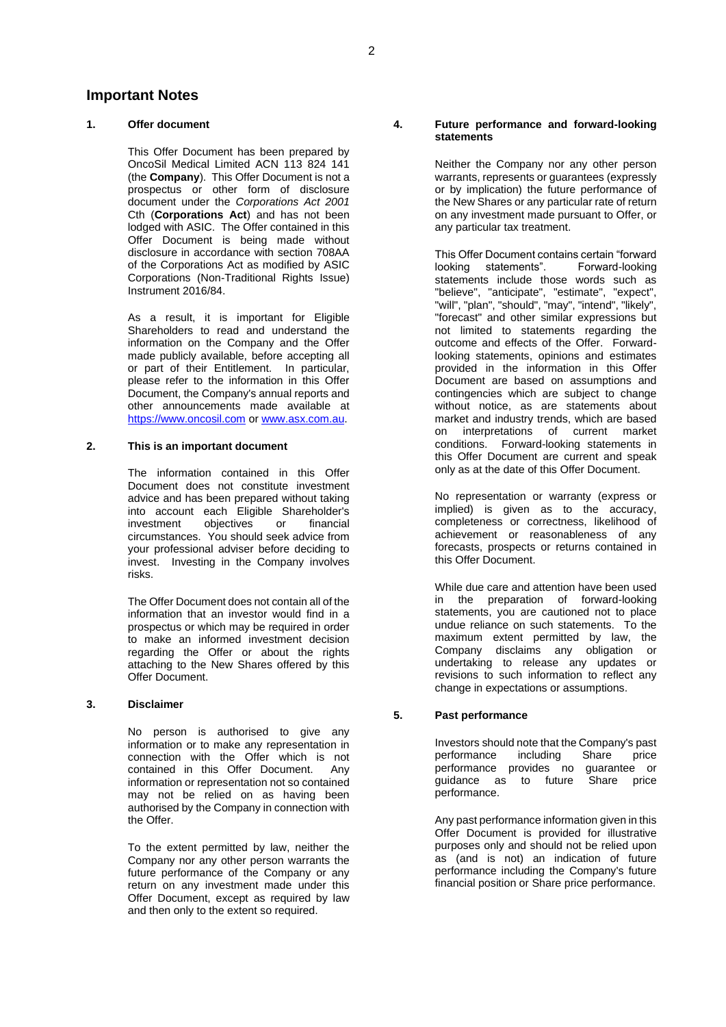# Important Notes

## 1. Offer document

This Offer Document has been prepared by OncoSil Medical Limited ACN 113 824 141 (the **Company**). This Offer Document is not a prospectus or other form of disclosure document under the *Corporations Act 2001* Cth (**Corporations Act**) and has not been lodged with ASIC. The Offer contained in this Offer Document is being made without disclosure in accordance with section 708AA of the Corporations Act as modified by ASIC Corporations (Non-Traditional Rights Issue) Instrument 2016/84.

As a result, it is important for Eligible Shareholders to read and understand the information on the Company and the Offer made publicly available, before accepting all or part of their Entitlement. In particular, please refer to the information in this Offer Document, the Company's annual reports and other announcements made available at https://www.oncosil.com or www.asx.com.au.

## 2. This is an important document

The information contained in this Offer Document does not constitute investment advice and has been prepared without taking into account each Eligible Shareholder's investment objectives or financial circumstances. You should seek advice from your professional adviser before deciding to invest. Investing in the Company involves risks.

The Offer Document does not contain all of the information that an investor would find in a prospectus or which may be required in order to make an informed investment decision regarding the Offer or about the rights attaching to the New Shares offered by this Offer Document.

## 3. Disclaimer

No person is authorised to give any information or to make any representation in connection with the Offer which is not contained in this Offer Document. Any information or representation not so contained may not be relied on as having been authorised by the Company in connection with the Offer.

To the extent permitted by law, neither the Company nor any other person warrants the future performance of the Company or any return on any investment made under this Offer Document, except as required by law and then only to the extent so required.

## 4. Future performance and forward-looking statements

Neither the Company nor any other person warrants, represents or guarantees (expressly or by implication) the future performance of the New Shares or any particular rate of return on any investment made pursuant to Offer, or any particular tax treatment.

This Offer Document contains certain "forward looking statements". Forward-looking statements include those words such as "believe", "anticipate", "estimate", "expect", "will", "plan", "should", "may", "intend", "likely", "forecast" and other similar expressions but not limited to statements regarding the outcome and effects of the Offer. Forward-looking statements, opinions and estimates provided in the information in this Offer Document are based on assumptions and contingencies which are subject to change without notice, as are statements about market and industry trends, which are based on interpretations of current market conditions. Forward-looking statements in this Offer Document are current and speak only as at the date of this Offer Document.

No representation or warranty (express or implied) is given as to the accuracy, completeness or correctness, likelihood of achievement or reasonableness of any forecasts, prospects or returns contained in this Offer Document.

While due care and attention have been used in the preparation of forward-looking statements, you are cautioned not to place undue reliance on such statements. To the maximum extent permitted by law, the Company disclaims any obligation or undertaking to release any updates or revisions to such information to reflect any change in expectations or assumptions.

## 5. Past performance

Investors should note that the Company's past performance including Share price performance provides no guarantee or guidance as to future Share price performance.

Any past performance information given in this Offer Document is provided for illustrative purposes only and should not be relied upon as (and is not) an indication of future performance including the Company's future financial position or Share price performance.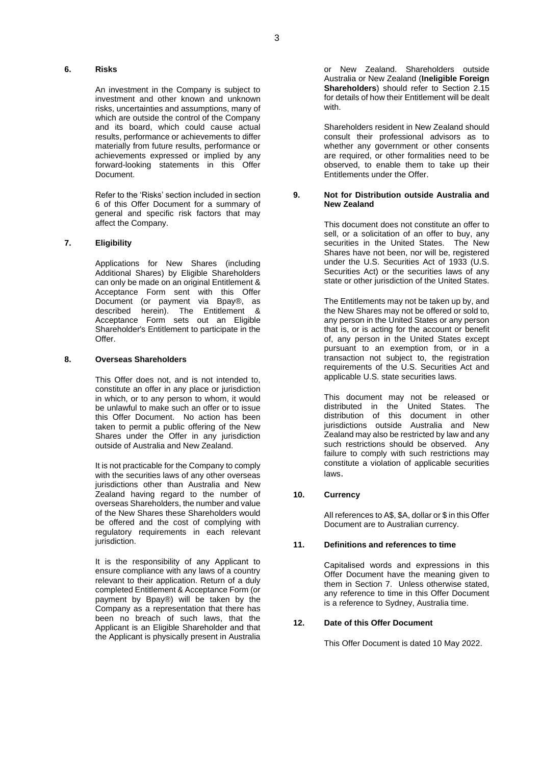## 6. Risks

An investment in the Company is subject to investment and other known and unknown risks, uncertainties and assumptions, many of which are outside the control of the Company and its board, which could cause actual results, performance or achievements to differ materially from future results, performance or achievements expressed or implied by any forward-looking statements in this Offer Document.

Refer to the 'Risks' section included in section 6 of this Offer Document for a summary of general and specific risk factors that may affect the Company.

## 7. Eligibility

Applications for New Shares (including Additional Shares) by Eligible Shareholders can only be made on an original Entitlement & Acceptance Form sent with this Offer Document (or payment via Bpay®, as described herein). The Entitlement & Acceptance Form sets out an Eligible Shareholder's Entitlement to participate in the Offer.

## 8. Overseas Shareholders

This Offer does not, and is not intended to, constitute an offer in any place or jurisdiction in which, or to any person to whom, it would be unlawful to make such an offer or to issue this Offer Document. No action has been taken to permit a public offering of the New Shares under the Offer in any jurisdiction outside of Australia and New Zealand.

It is not practicable for the Company to comply with the securities laws of any other overseas jurisdictions other than Australia and New Zealand having regard to the number of overseas Shareholders, the number and value of the New Shares these Shareholders would be offered and the cost of complying with regulatory requirements in each relevant jurisdiction.

It is the responsibility of any Applicant to ensure compliance with any laws of a country relevant to their application. Return of a duly completed Entitlement & Acceptance Form (or payment by Bpay®) will be taken by the Company as a representation that there has been no breach of such laws, that the Applicant is an Eligible Shareholder and that the Applicant is physically present in Australia or New Zealand. Shareholders outside Australia or New Zealand (**Ineligible Foreign Shareholders**) should refer to Section 2.15 for details of how their Entitlement will be dealt with.

Shareholders resident in New Zealand should consult their professional advisors as to whether any government or other consents are required, or other formalities need to be observed, to enable them to take up their Entitlements under the Offer.

## 9. Not for Distribution outside Australia and New Zealand

This document does not constitute an offer to sell, or a solicitation of an offer to buy, any securities in the United States. The New Shares have not been, nor will be, registered under the U.S. Securities Act of 1933 (U.S. Securities Act) or the securities laws of any state or other jurisdiction of the United States.

The Entitlements may not be taken up by, and the New Shares may not be offered or sold to, any person in the United States or any person that is, or is acting for the account or benefit of, any person in the United States except pursuant to an exemption from, or in a transaction not subject to, the registration requirements of the U.S. Securities Act and applicable U.S. state securities laws.

This document may not be released or distributed in the United States. The distribution of this document in other jurisdictions outside Australia and New Zealand may also be restricted by law and any such restrictions should be observed. Any failure to comply with such restrictions may constitute a violation of applicable securities laws.

## 10. Currency

All references to A$, $A, dollar or $ in this Offer Document are to Australian currency.

## 11. Definitions and references to time

Capitalised words and expressions in this Offer Document have the meaning given to them in Section 7. Unless otherwise stated, any reference to time in this Offer Document is a reference to Sydney, Australia time.

## 12. Date of this Offer Document

This Offer Document is dated 10 May 2022.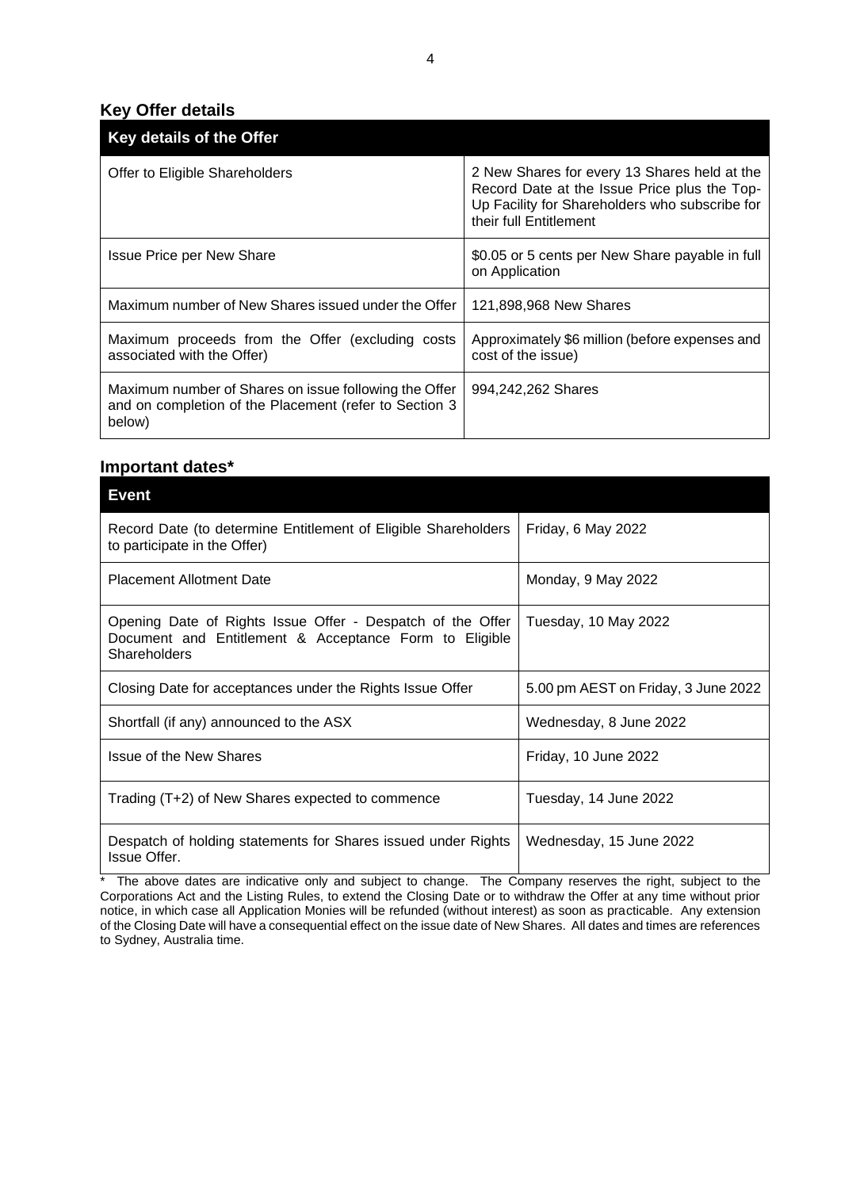## Key Offer details

| Key details of the Offer | |
|---|---|
| Offer to Eligible Shareholders | 2 New Shares for every 13 Shares held at the Record Date at the Issue Price plus the Top-Up Facility for Shareholders who subscribe for their full Entitlement |
| Issue Price per New Share | $0.05 or 5 cents per New Share payable in full on Application |
| Maximum number of New Shares issued under the Offer | 121,898,968 New Shares |
| Maximum proceeds from the Offer (excluding costs associated with the Offer) | Approximately $6 million (before expenses and cost of the issue) |
| Maximum number of Shares on issue following the Offer and on completion of the Placement (refer to Section 3 below) | 994,242,262 Shares |

## Important dates*

| Event | |
|---|---|
| Record Date (to determine Entitlement of Eligible Shareholders to participate in the Offer) | Friday, 6 May 2022 |
| Placement Allotment Date | Monday, 9 May 2022 |
| Opening Date of Rights Issue Offer - Despatch of the Offer Document and Entitlement & Acceptance Form to Eligible Shareholders | Tuesday, 10 May 2022 |
| Closing Date for acceptances under the Rights Issue Offer | 5.00 pm AEST on Friday, 3 June 2022 |
| Shortfall (if any) announced to the ASX | Wednesday, 8 June 2022 |
| Issue of the New Shares | Friday, 10 June 2022 |
| Trading (T+2) of New Shares expected to commence | Tuesday, 14 June 2022 |
| Despatch of holding statements for Shares issued under Rights Issue Offer. | Wednesday, 15 June 2022 |

* The above dates are indicative only and subject to change. The Company reserves the right, subject to the Corporations Act and the Listing Rules, to extend the Closing Date or to withdraw the Offer at any time without prior notice, in which case all Application Monies will be refunded (without interest) as soon as practicable. Any extension of the Closing Date will have a consequential effect on the issue date of New Shares. All dates and times are references to Sydney, Australia time.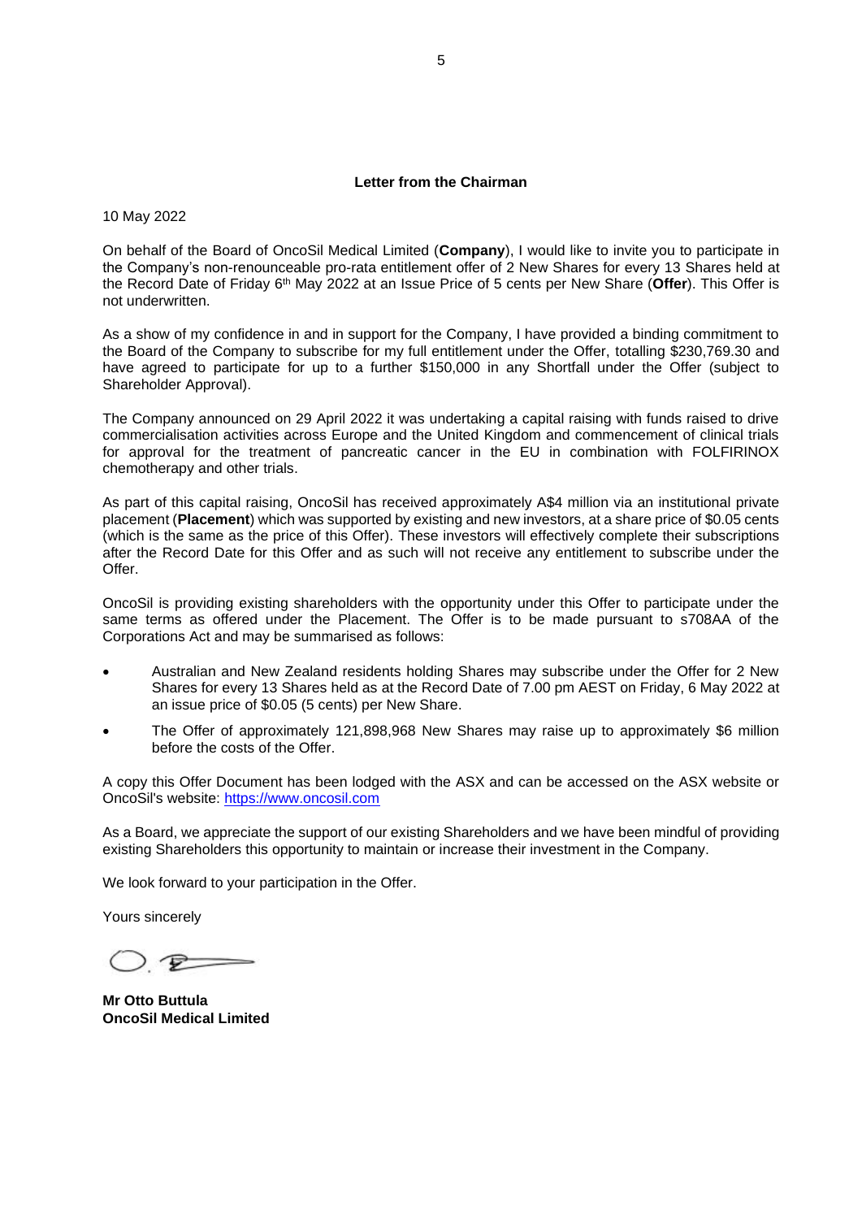**Letter from the Chairman**

10 May 2022

On behalf of the Board of OncoSil Medical Limited (**Company**), I would like to invite you to participate in the Company's non-renounceable pro-rata entitlement offer of 2 New Shares for every 13 Shares held at the Record Date of Friday 6th May 2022 at an Issue Price of 5 cents per New Share (**Offer**). This Offer is not underwritten.

As a show of my confidence in and in support for the Company, I have provided a binding commitment to the Board of the Company to subscribe for my full entitlement under the Offer, totalling $230,769.30 and have agreed to participate for up to a further $150,000 in any Shortfall under the Offer (subject to Shareholder Approval).

The Company announced on 29 April 2022 it was undertaking a capital raising with funds raised to drive commercialisation activities across Europe and the United Kingdom and commencement of clinical trials for approval for the treatment of pancreatic cancer in the EU in combination with FOLFIRINOX chemotherapy and other trials.

As part of this capital raising, OncoSil has received approximately A$4 million via an institutional private placement (**Placement**) which was supported by existing and new investors, at a share price of $0.05 cents (which is the same as the price of this Offer). These investors will effectively complete their subscriptions after the Record Date for this Offer and as such will not receive any entitlement to subscribe under the Offer.

OncoSil is providing existing shareholders with the opportunity under this Offer to participate under the same terms as offered under the Placement. The Offer is to be made pursuant to s708AA of the Corporations Act and may be summarised as follows:

- Australian and New Zealand residents holding Shares may subscribe under the Offer for 2 New Shares for every 13 Shares held as at the Record Date of 7.00 pm AEST on Friday, 6 May 2022 at an issue price of $0.05 (5 cents) per New Share.
- The Offer of approximately 121,898,968 New Shares may raise up to approximately $6 million before the costs of the Offer.

A copy this Offer Document has been lodged with the ASX and can be accessed on the ASX website or OncoSil's website: https://www.oncosil.com

As a Board, we appreciate the support of our existing Shareholders and we have been mindful of providing existing Shareholders this opportunity to maintain or increase their investment in the Company.

We look forward to your participation in the Offer.

Yours sincerely

**Mr Otto Buttula**
**OncoSil Medical Limited**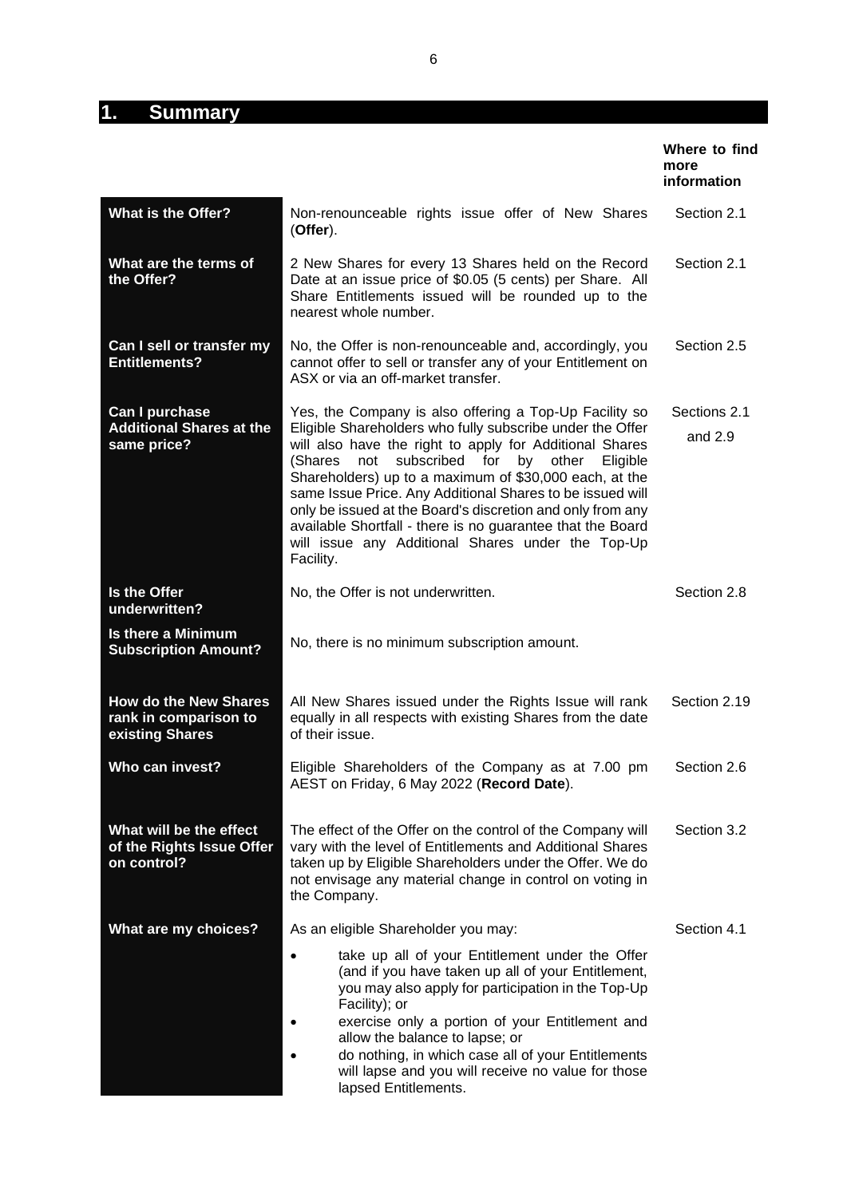# 1. Summary

| | | Where to find more information |
|---|---|---|
| **What is the Offer?** | Non-renounceable rights issue offer of New Shares (**Offer**). | Section 2.1 |
| **What are the terms of the Offer?** | 2 New Shares for every 13 Shares held on the Record Date at an issue price of $0.05 (5 cents) per Share. All Share Entitlements issued will be rounded up to the nearest whole number. | Section 2.1 |
| **Can I sell or transfer my Entitlements?** | No, the Offer is non-renounceable and, accordingly, you cannot offer to sell or transfer any of your Entitlement on ASX or via an off-market transfer. | Section 2.5 |
| **Can I purchase Additional Shares at the same price?** | Yes, the Company is also offering a Top-Up Facility so Eligible Shareholders who fully subscribe under the Offer will also have the right to apply for Additional Shares (Shares not subscribed for by other Eligible Shareholders) up to a maximum of $30,000 each, at the same Issue Price. Any Additional Shares to be issued will only be issued at the Board's discretion and only from any available Shortfall - there is no guarantee that the Board will issue any Additional Shares under the Top-Up Facility. | Sections 2.1 and 2.9 |
| **Is the Offer underwritten?** | No, the Offer is not underwritten. | Section 2.8 |
| **Is there a Minimum Subscription Amount?** | No, there is no minimum subscription amount. | |
| **How do the New Shares rank in comparison to existing Shares** | All New Shares issued under the Rights Issue will rank equally in all respects with existing Shares from the date of their issue. | Section 2.19 |
| **Who can invest?** | Eligible Shareholders of the Company as at 7.00 pm AEST on Friday, 6 May 2022 (**Record Date**). | Section 2.6 |
| **What will be the effect of the Rights Issue Offer on control?** | The effect of the Offer on the control of the Company will vary with the level of Entitlements and Additional Shares taken up by Eligible Shareholders under the Offer. We do not envisage any material change in control on voting in the Company. | Section 3.2 |
| **What are my choices?** | As an eligible Shareholder you may:<br>• take up all of your Entitlement under the Offer (and if you have taken up all of your Entitlement, you may also apply for participation in the Top-Up Facility); or<br>• exercise only a portion of your Entitlement and allow the balance to lapse; or<br>• do nothing, in which case all of your Entitlements will lapse and you will receive no value for those lapsed Entitlements. | Section 4.1 |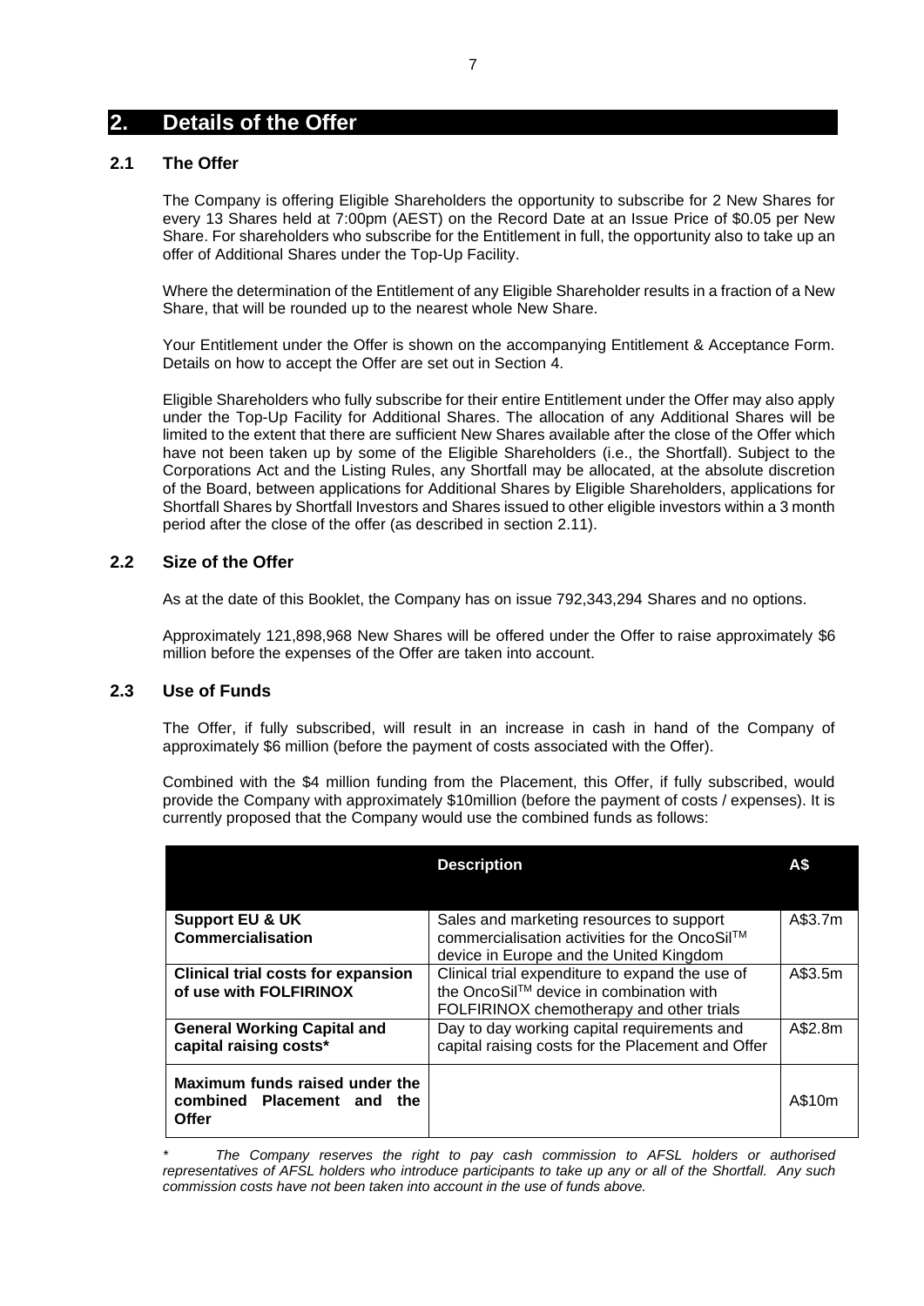## 2. Details of the Offer

### 2.1 The Offer

The Company is offering Eligible Shareholders the opportunity to subscribe for 2 New Shares for every 13 Shares held at 7:00pm (AEST) on the Record Date at an Issue Price of $0.05 per New Share. For shareholders who subscribe for the Entitlement in full, the opportunity also to take up an offer of Additional Shares under the Top-Up Facility.

Where the determination of the Entitlement of any Eligible Shareholder results in a fraction of a New Share, that will be rounded up to the nearest whole New Share.

Your Entitlement under the Offer is shown on the accompanying Entitlement & Acceptance Form. Details on how to accept the Offer are set out in Section 4.

Eligible Shareholders who fully subscribe for their entire Entitlement under the Offer may also apply under the Top-Up Facility for Additional Shares. The allocation of any Additional Shares will be limited to the extent that there are sufficient New Shares available after the close of the Offer which have not been taken up by some of the Eligible Shareholders (i.e., the Shortfall). Subject to the Corporations Act and the Listing Rules, any Shortfall may be allocated, at the absolute discretion of the Board, between applications for Additional Shares by Eligible Shareholders, applications for Shortfall Shares by Shortfall Investors and Shares issued to other eligible investors within a 3 month period after the close of the offer (as described in section 2.11).

### 2.2 Size of the Offer

As at the date of this Booklet, the Company has on issue 792,343,294 Shares and no options.

Approximately 121,898,968 New Shares will be offered under the Offer to raise approximately $6 million before the expenses of the Offer are taken into account.

### 2.3 Use of Funds

The Offer, if fully subscribed, will result in an increase in cash in hand of the Company of approximately $6 million (before the payment of costs associated with the Offer).

Combined with the $4 million funding from the Placement, this Offer, if fully subscribed, would provide the Company with approximately $10million (before the payment of costs / expenses). It is currently proposed that the Company would use the combined funds as follows:

| | Description | A$ |
|---|---|---|
| **Support EU & UK Commercialisation** | Sales and marketing resources to support commercialisation activities for the OncoSil™ device in Europe and the United Kingdom | A$3.7m |
| **Clinical trial costs for expansion of use with FOLFIRINOX** | Clinical trial expenditure to expand the use of the OncoSil™ device in combination with FOLFIRINOX chemotherapy and other trials | A$3.5m |
| **General Working Capital and capital raising costs*** | Day to day working capital requirements and capital raising costs for the Placement and Offer | A$2.8m |
| **Maximum funds raised under the combined Placement and the Offer** | | A$10m |

*\* The Company reserves the right to pay cash commission to AFSL holders or authorised representatives of AFSL holders who introduce participants to take up any or all of the Shortfall. Any such commission costs have not been taken into account in the use of funds above.*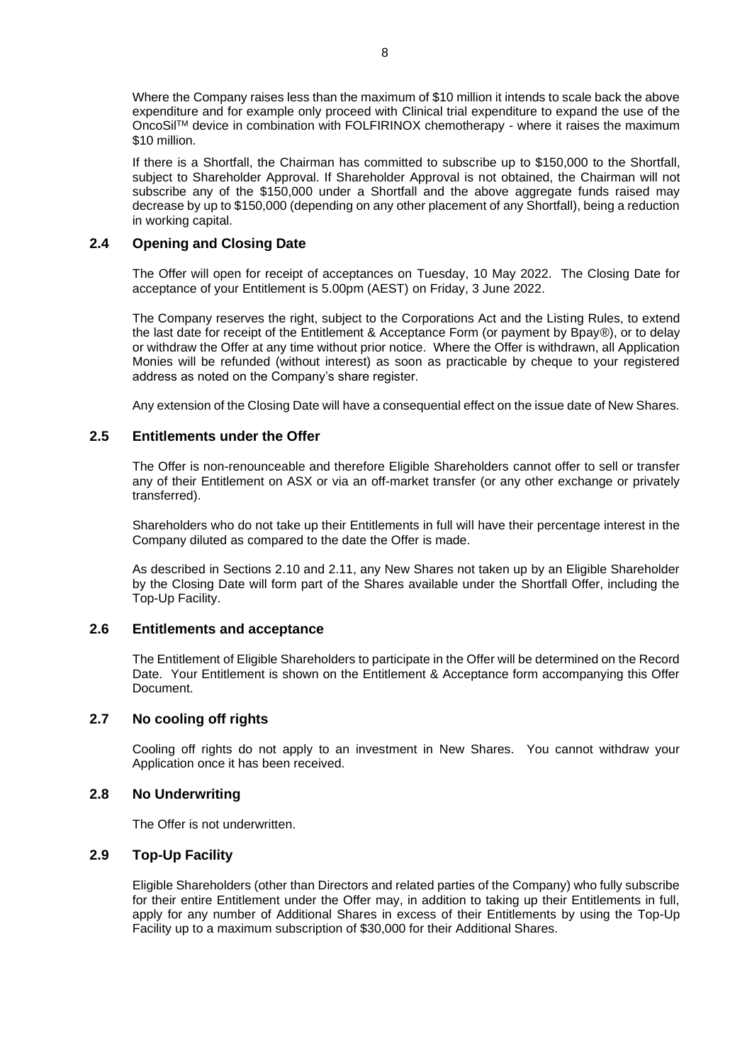Where the Company raises less than the maximum of $10 million it intends to scale back the above expenditure and for example only proceed with Clinical trial expenditure to expand the use of the OncoSil™ device in combination with FOLFIRINOX chemotherapy - where it raises the maximum $10 million.

If there is a Shortfall, the Chairman has committed to subscribe up to $150,000 to the Shortfall, subject to Shareholder Approval. If Shareholder Approval is not obtained, the Chairman will not subscribe any of the $150,000 under a Shortfall and the above aggregate funds raised may decrease by up to $150,000 (depending on any other placement of any Shortfall), being a reduction in working capital.

## 2.4 Opening and Closing Date

The Offer will open for receipt of acceptances on Tuesday, 10 May 2022. The Closing Date for acceptance of your Entitlement is 5.00pm (AEST) on Friday, 3 June 2022.

The Company reserves the right, subject to the Corporations Act and the Listing Rules, to extend the last date for receipt of the Entitlement & Acceptance Form (or payment by Bpay®), or to delay or withdraw the Offer at any time without prior notice. Where the Offer is withdrawn, all Application Monies will be refunded (without interest) as soon as practicable by cheque to your registered address as noted on the Company's share register.

Any extension of the Closing Date will have a consequential effect on the issue date of New Shares.

## 2.5 Entitlements under the Offer

The Offer is non-renounceable and therefore Eligible Shareholders cannot offer to sell or transfer any of their Entitlement on ASX or via an off-market transfer (or any other exchange or privately transferred).

Shareholders who do not take up their Entitlements in full will have their percentage interest in the Company diluted as compared to the date the Offer is made.

As described in Sections 2.10 and 2.11, any New Shares not taken up by an Eligible Shareholder by the Closing Date will form part of the Shares available under the Shortfall Offer, including the Top-Up Facility.

## 2.6 Entitlements and acceptance

The Entitlement of Eligible Shareholders to participate in the Offer will be determined on the Record Date. Your Entitlement is shown on the Entitlement & Acceptance form accompanying this Offer Document.

## 2.7 No cooling off rights

Cooling off rights do not apply to an investment in New Shares. You cannot withdraw your Application once it has been received.

## 2.8 No Underwriting

The Offer is not underwritten.

## 2.9 Top-Up Facility

Eligible Shareholders (other than Directors and related parties of the Company) who fully subscribe for their entire Entitlement under the Offer may, in addition to taking up their Entitlements in full, apply for any number of Additional Shares in excess of their Entitlements by using the Top-Up Facility up to a maximum subscription of $30,000 for their Additional Shares.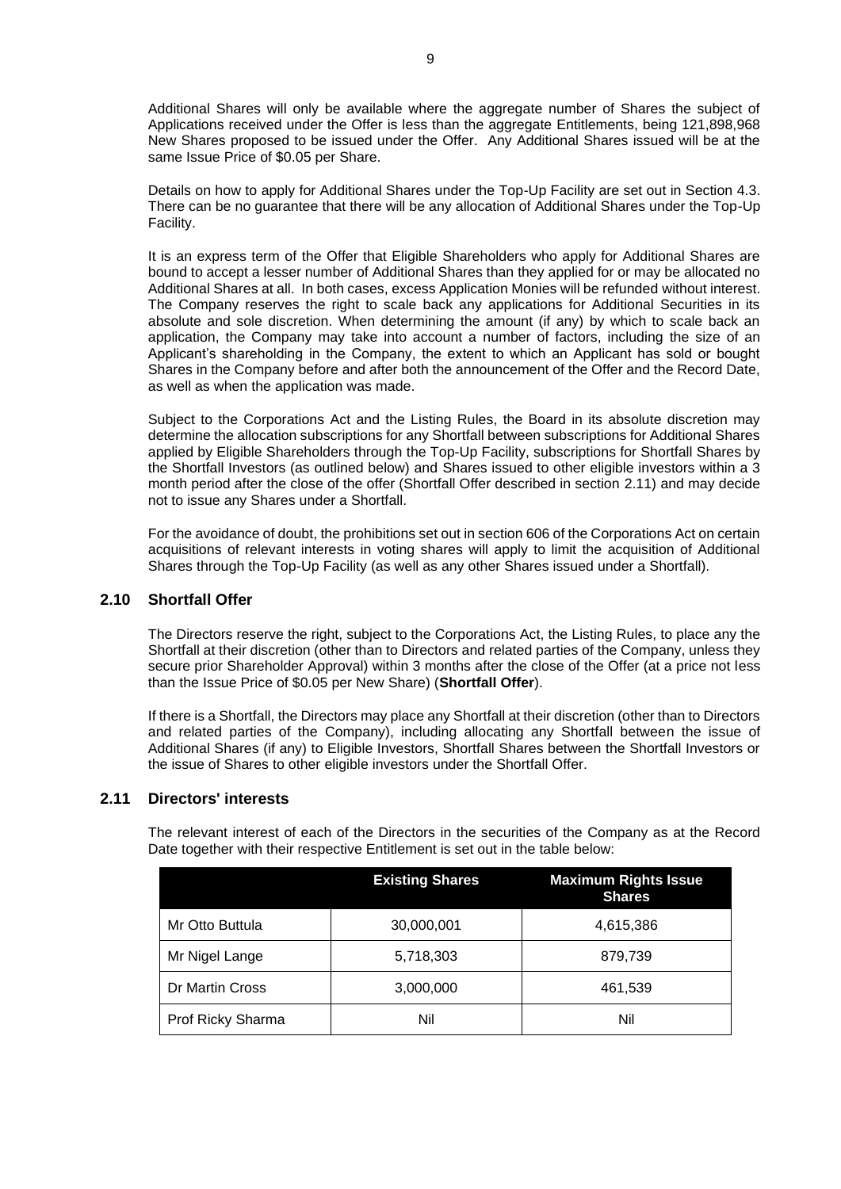Additional Shares will only be available where the aggregate number of Shares the subject of Applications received under the Offer is less than the aggregate Entitlements, being 121,898,968 New Shares proposed to be issued under the Offer. Any Additional Shares issued will be at the same Issue Price of $0.05 per Share.

Details on how to apply for Additional Shares under the Top-Up Facility are set out in Section 4.3. There can be no guarantee that there will be any allocation of Additional Shares under the Top-Up Facility.

It is an express term of the Offer that Eligible Shareholders who apply for Additional Shares are bound to accept a lesser number of Additional Shares than they applied for or may be allocated no Additional Shares at all. In both cases, excess Application Monies will be refunded without interest. The Company reserves the right to scale back any applications for Additional Securities in its absolute and sole discretion. When determining the amount (if any) by which to scale back an application, the Company may take into account a number of factors, including the size of an Applicant's shareholding in the Company, the extent to which an Applicant has sold or bought Shares in the Company before and after both the announcement of the Offer and the Record Date, as well as when the application was made.

Subject to the Corporations Act and the Listing Rules, the Board in its absolute discretion may determine the allocation subscriptions for any Shortfall between subscriptions for Additional Shares applied by Eligible Shareholders through the Top-Up Facility, subscriptions for Shortfall Shares by the Shortfall Investors (as outlined below) and Shares issued to other eligible investors within a 3 month period after the close of the offer (Shortfall Offer described in section 2.11) and may decide not to issue any Shares under a Shortfall.

For the avoidance of doubt, the prohibitions set out in section 606 of the Corporations Act on certain acquisitions of relevant interests in voting shares will apply to limit the acquisition of Additional Shares through the Top-Up Facility (as well as any other Shares issued under a Shortfall).

## 2.10 Shortfall Offer

The Directors reserve the right, subject to the Corporations Act, the Listing Rules, to place any the Shortfall at their discretion (other than to Directors and related parties of the Company, unless they secure prior Shareholder Approval) within 3 months after the close of the Offer (at a price not less than the Issue Price of $0.05 per New Share) (**Shortfall Offer**).

If there is a Shortfall, the Directors may place any Shortfall at their discretion (other than to Directors and related parties of the Company), including allocating any Shortfall between the issue of Additional Shares (if any) to Eligible Investors, Shortfall Shares between the Shortfall Investors or the issue of Shares to other eligible investors under the Shortfall Offer.

## 2.11 Directors' interests

The relevant interest of each of the Directors in the securities of the Company as at the Record Date together with their respective Entitlement is set out in the table below:

| | Existing Shares | Maximum Rights Issue Shares |
|---|---|---|
| Mr Otto Buttula | 30,000,001 | 4,615,386 |
| Mr Nigel Lange | 5,718,303 | 879,739 |
| Dr Martin Cross | 3,000,000 | 461,539 |
| Prof Ricky Sharma | Nil | Nil |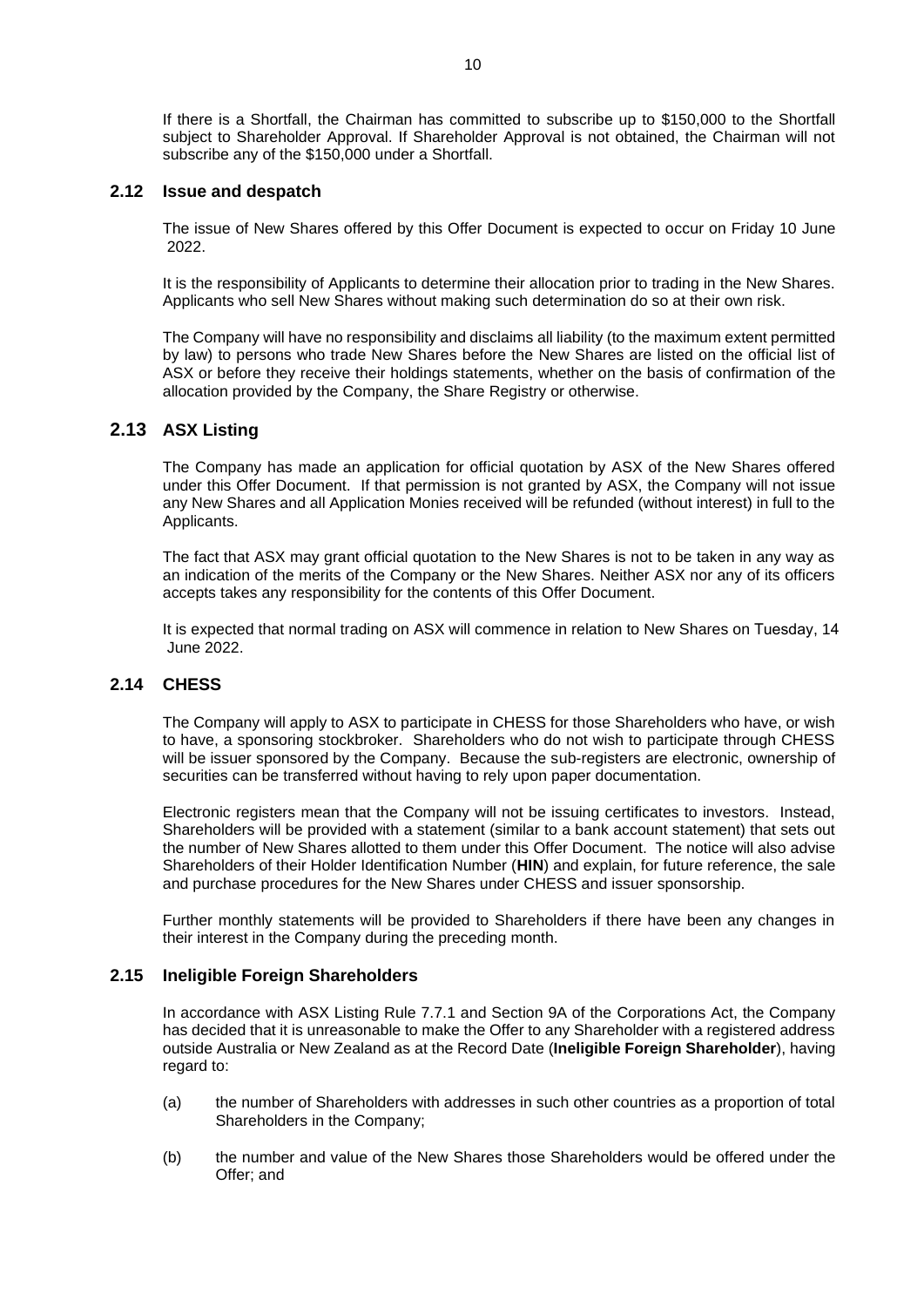If there is a Shortfall, the Chairman has committed to subscribe up to $150,000 to the Shortfall subject to Shareholder Approval. If Shareholder Approval is not obtained, the Chairman will not subscribe any of the $150,000 under a Shortfall.

## 2.12 Issue and despatch

The issue of New Shares offered by this Offer Document is expected to occur on Friday 10 June 2022.

It is the responsibility of Applicants to determine their allocation prior to trading in the New Shares. Applicants who sell New Shares without making such determination do so at their own risk.

The Company will have no responsibility and disclaims all liability (to the maximum extent permitted by law) to persons who trade New Shares before the New Shares are listed on the official list of ASX or before they receive their holdings statements, whether on the basis of confirmation of the allocation provided by the Company, the Share Registry or otherwise.

## 2.13 ASX Listing

The Company has made an application for official quotation by ASX of the New Shares offered under this Offer Document. If that permission is not granted by ASX, the Company will not issue any New Shares and all Application Monies received will be refunded (without interest) in full to the Applicants.

The fact that ASX may grant official quotation to the New Shares is not to be taken in any way as an indication of the merits of the Company or the New Shares. Neither ASX nor any of its officers accepts takes any responsibility for the contents of this Offer Document.

It is expected that normal trading on ASX will commence in relation to New Shares on Tuesday, 14 June 2022.

## 2.14 CHESS

The Company will apply to ASX to participate in CHESS for those Shareholders who have, or wish to have, a sponsoring stockbroker. Shareholders who do not wish to participate through CHESS will be issuer sponsored by the Company. Because the sub-registers are electronic, ownership of securities can be transferred without having to rely upon paper documentation.

Electronic registers mean that the Company will not be issuing certificates to investors. Instead, Shareholders will be provided with a statement (similar to a bank account statement) that sets out the number of New Shares allotted to them under this Offer Document. The notice will also advise Shareholders of their Holder Identification Number (**HIN**) and explain, for future reference, the sale and purchase procedures for the New Shares under CHESS and issuer sponsorship.

Further monthly statements will be provided to Shareholders if there have been any changes in their interest in the Company during the preceding month.

## 2.15 Ineligible Foreign Shareholders

In accordance with ASX Listing Rule 7.7.1 and Section 9A of the Corporations Act, the Company has decided that it is unreasonable to make the Offer to any Shareholder with a registered address outside Australia or New Zealand as at the Record Date (**Ineligible Foreign Shareholder**), having regard to:

(a) the number of Shareholders with addresses in such other countries as a proportion of total Shareholders in the Company;

(b) the number and value of the New Shares those Shareholders would be offered under the Offer; and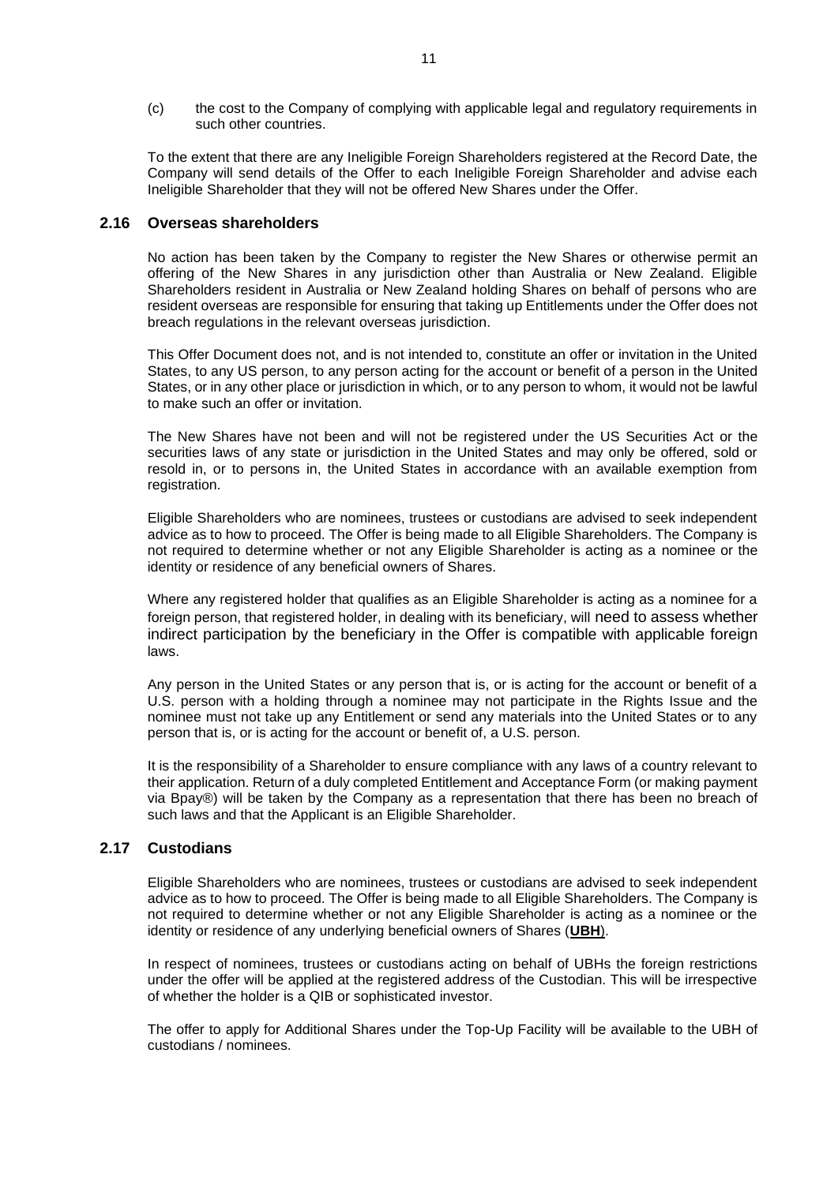(c) the cost to the Company of complying with applicable legal and regulatory requirements in such other countries.

To the extent that there are any Ineligible Foreign Shareholders registered at the Record Date, the Company will send details of the Offer to each Ineligible Foreign Shareholder and advise each Ineligible Shareholder that they will not be offered New Shares under the Offer.

## 2.16 Overseas shareholders

No action has been taken by the Company to register the New Shares or otherwise permit an offering of the New Shares in any jurisdiction other than Australia or New Zealand. Eligible Shareholders resident in Australia or New Zealand holding Shares on behalf of persons who are resident overseas are responsible for ensuring that taking up Entitlements under the Offer does not breach regulations in the relevant overseas jurisdiction.

This Offer Document does not, and is not intended to, constitute an offer or invitation in the United States, to any US person, to any person acting for the account or benefit of a person in the United States, or in any other place or jurisdiction in which, or to any person to whom, it would not be lawful to make such an offer or invitation.

The New Shares have not been and will not be registered under the US Securities Act or the securities laws of any state or jurisdiction in the United States and may only be offered, sold or resold in, or to persons in, the United States in accordance with an available exemption from registration.

Eligible Shareholders who are nominees, trustees or custodians are advised to seek independent advice as to how to proceed. The Offer is being made to all Eligible Shareholders. The Company is not required to determine whether or not any Eligible Shareholder is acting as a nominee or the identity or residence of any beneficial owners of Shares.

Where any registered holder that qualifies as an Eligible Shareholder is acting as a nominee for a foreign person, that registered holder, in dealing with its beneficiary, will need to assess whether indirect participation by the beneficiary in the Offer is compatible with applicable foreign laws.

Any person in the United States or any person that is, or is acting for the account or benefit of a U.S. person with a holding through a nominee may not participate in the Rights Issue and the nominee must not take up any Entitlement or send any materials into the United States or to any person that is, or is acting for the account or benefit of, a U.S. person.

It is the responsibility of a Shareholder to ensure compliance with any laws of a country relevant to their application. Return of a duly completed Entitlement and Acceptance Form (or making payment via Bpay®) will be taken by the Company as a representation that there has been no breach of such laws and that the Applicant is an Eligible Shareholder.

## 2.17 Custodians

Eligible Shareholders who are nominees, trustees or custodians are advised to seek independent advice as to how to proceed. The Offer is being made to all Eligible Shareholders. The Company is not required to determine whether or not any Eligible Shareholder is acting as a nominee or the identity or residence of any underlying beneficial owners of Shares (**UBH**).

In respect of nominees, trustees or custodians acting on behalf of UBHs the foreign restrictions under the offer will be applied at the registered address of the Custodian. This will be irrespective of whether the holder is a QIB or sophisticated investor.

The offer to apply for Additional Shares under the Top-Up Facility will be available to the UBH of custodians / nominees.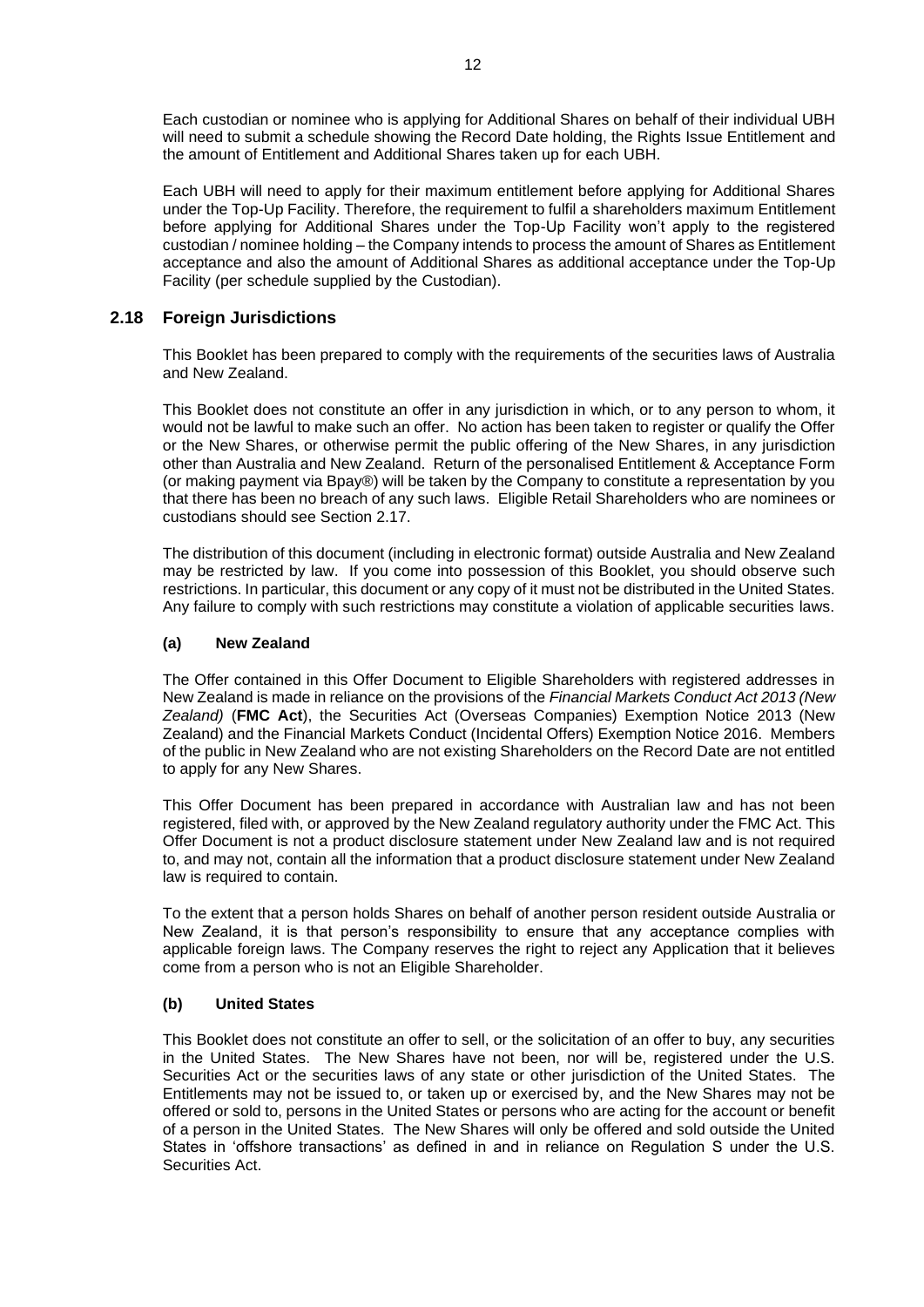Each custodian or nominee who is applying for Additional Shares on behalf of their individual UBH will need to submit a schedule showing the Record Date holding, the Rights Issue Entitlement and the amount of Entitlement and Additional Shares taken up for each UBH.

Each UBH will need to apply for their maximum entitlement before applying for Additional Shares under the Top-Up Facility. Therefore, the requirement to fulfil a shareholders maximum Entitlement before applying for Additional Shares under the Top-Up Facility won't apply to the registered custodian / nominee holding – the Company intends to process the amount of Shares as Entitlement acceptance and also the amount of Additional Shares as additional acceptance under the Top-Up Facility (per schedule supplied by the Custodian).

## 2.18 Foreign Jurisdictions

This Booklet has been prepared to comply with the requirements of the securities laws of Australia and New Zealand.

This Booklet does not constitute an offer in any jurisdiction in which, or to any person to whom, it would not be lawful to make such an offer. No action has been taken to register or qualify the Offer or the New Shares, or otherwise permit the public offering of the New Shares, in any jurisdiction other than Australia and New Zealand. Return of the personalised Entitlement & Acceptance Form (or making payment via Bpay®) will be taken by the Company to constitute a representation by you that there has been no breach of any such laws. Eligible Retail Shareholders who are nominees or custodians should see Section 2.17.

The distribution of this document (including in electronic format) outside Australia and New Zealand may be restricted by law. If you come into possession of this Booklet, you should observe such restrictions. In particular, this document or any copy of it must not be distributed in the United States. Any failure to comply with such restrictions may constitute a violation of applicable securities laws.

### (a) New Zealand

The Offer contained in this Offer Document to Eligible Shareholders with registered addresses in New Zealand is made in reliance on the provisions of the *Financial Markets Conduct Act 2013 (New Zealand)* (**FMC Act**), the Securities Act (Overseas Companies) Exemption Notice 2013 (New Zealand) and the Financial Markets Conduct (Incidental Offers) Exemption Notice 2016. Members of the public in New Zealand who are not existing Shareholders on the Record Date are not entitled to apply for any New Shares.

This Offer Document has been prepared in accordance with Australian law and has not been registered, filed with, or approved by the New Zealand regulatory authority under the FMC Act. This Offer Document is not a product disclosure statement under New Zealand law and is not required to, and may not, contain all the information that a product disclosure statement under New Zealand law is required to contain.

To the extent that a person holds Shares on behalf of another person resident outside Australia or New Zealand, it is that person's responsibility to ensure that any acceptance complies with applicable foreign laws. The Company reserves the right to reject any Application that it believes come from a person who is not an Eligible Shareholder.

### (b) United States

This Booklet does not constitute an offer to sell, or the solicitation of an offer to buy, any securities in the United States. The New Shares have not been, nor will be, registered under the U.S. Securities Act or the securities laws of any state or other jurisdiction of the United States. The Entitlements may not be issued to, or taken up or exercised by, and the New Shares may not be offered or sold to, persons in the United States or persons who are acting for the account or benefit of a person in the United States. The New Shares will only be offered and sold outside the United States in 'offshore transactions' as defined in and in reliance on Regulation S under the U.S. Securities Act.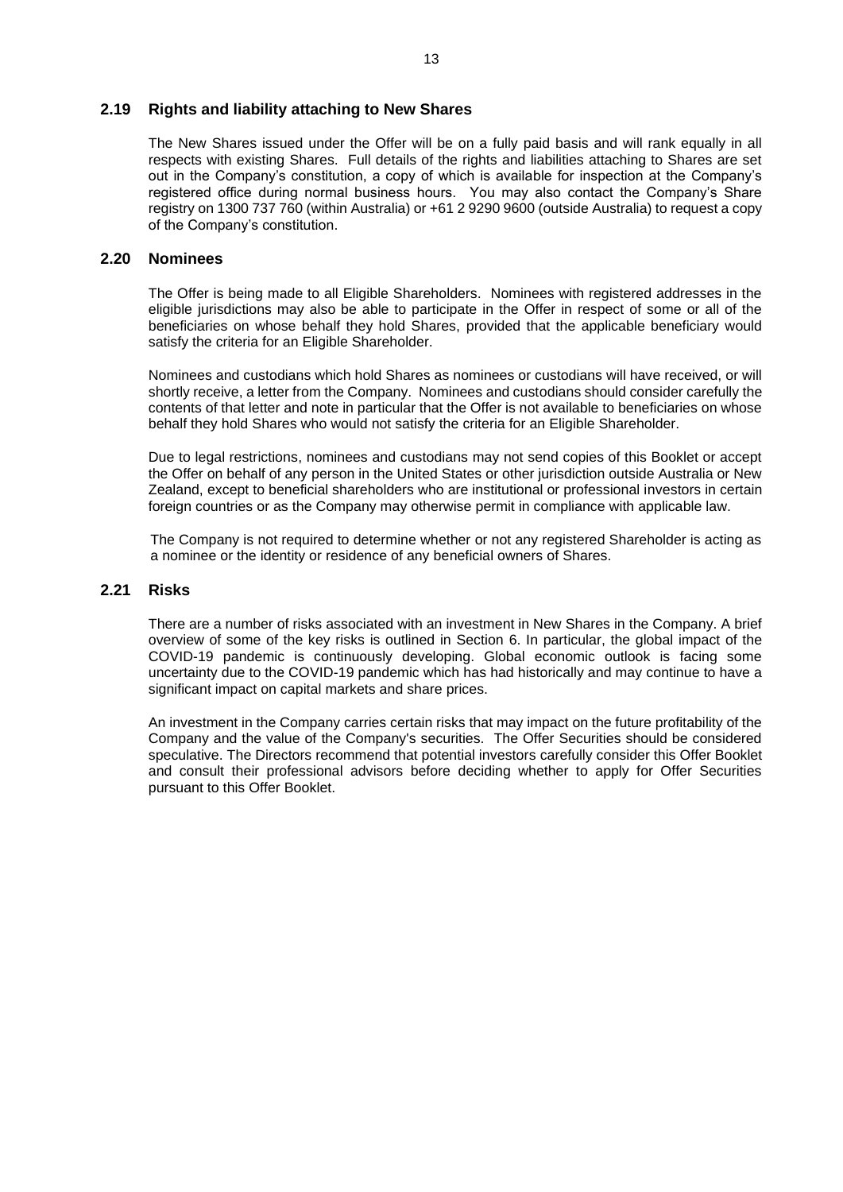## 2.19 Rights and liability attaching to New Shares

The New Shares issued under the Offer will be on a fully paid basis and will rank equally in all respects with existing Shares. Full details of the rights and liabilities attaching to Shares are set out in the Company's constitution, a copy of which is available for inspection at the Company's registered office during normal business hours. You may also contact the Company's Share registry on 1300 737 760 (within Australia) or +61 2 9290 9600 (outside Australia) to request a copy of the Company's constitution.

## 2.20 Nominees

The Offer is being made to all Eligible Shareholders. Nominees with registered addresses in the eligible jurisdictions may also be able to participate in the Offer in respect of some or all of the beneficiaries on whose behalf they hold Shares, provided that the applicable beneficiary would satisfy the criteria for an Eligible Shareholder.

Nominees and custodians which hold Shares as nominees or custodians will have received, or will shortly receive, a letter from the Company. Nominees and custodians should consider carefully the contents of that letter and note in particular that the Offer is not available to beneficiaries on whose behalf they hold Shares who would not satisfy the criteria for an Eligible Shareholder.

Due to legal restrictions, nominees and custodians may not send copies of this Booklet or accept the Offer on behalf of any person in the United States or other jurisdiction outside Australia or New Zealand, except to beneficial shareholders who are institutional or professional investors in certain foreign countries or as the Company may otherwise permit in compliance with applicable law.

The Company is not required to determine whether or not any registered Shareholder is acting as a nominee or the identity or residence of any beneficial owners of Shares.

## 2.21 Risks

There are a number of risks associated with an investment in New Shares in the Company. A brief overview of some of the key risks is outlined in Section 6. In particular, the global impact of the COVID-19 pandemic is continuously developing. Global economic outlook is facing some uncertainty due to the COVID-19 pandemic which has had historically and may continue to have a significant impact on capital markets and share prices.

An investment in the Company carries certain risks that may impact on the future profitability of the Company and the value of the Company's securities. The Offer Securities should be considered speculative. The Directors recommend that potential investors carefully consider this Offer Booklet and consult their professional advisors before deciding whether to apply for Offer Securities pursuant to this Offer Booklet.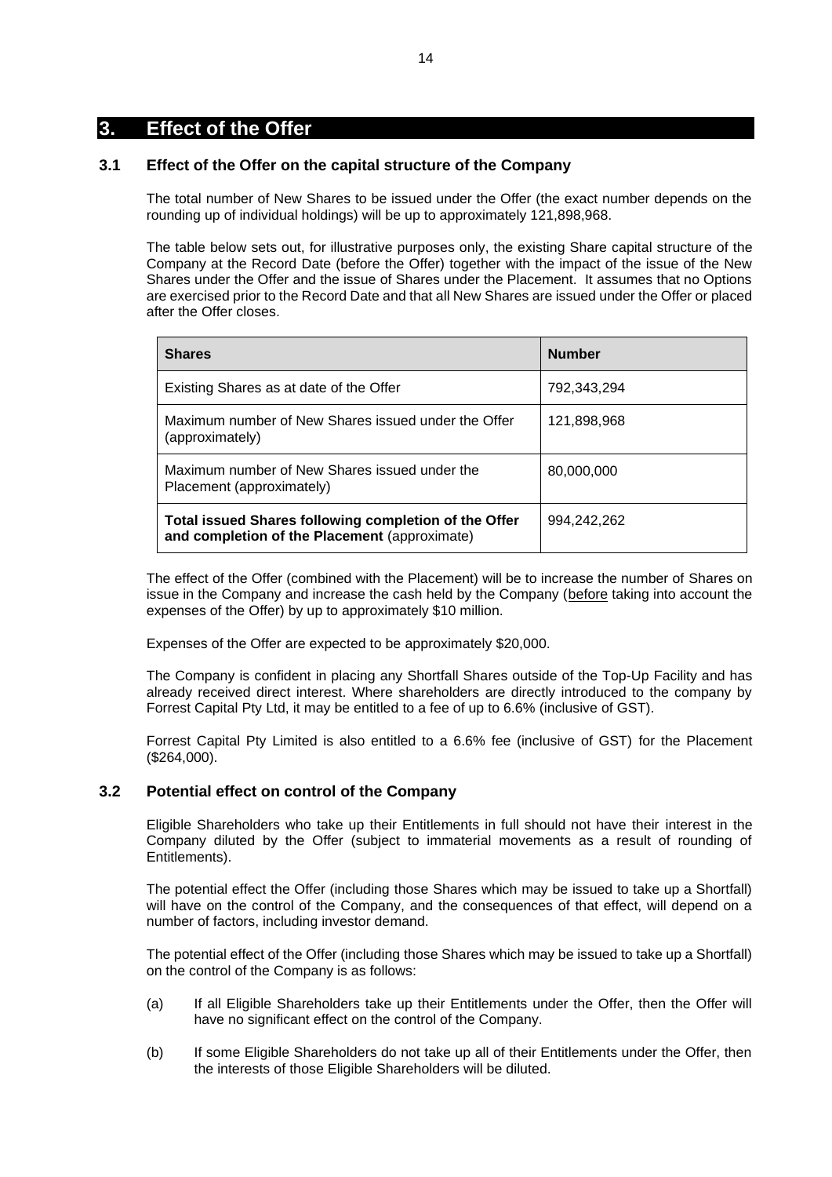# 3. Effect of the Offer

## 3.1 Effect of the Offer on the capital structure of the Company

The total number of New Shares to be issued under the Offer (the exact number depends on the rounding up of individual holdings) will be up to approximately 121,898,968.

The table below sets out, for illustrative purposes only, the existing Share capital structure of the Company at the Record Date (before the Offer) together with the impact of the issue of the New Shares under the Offer and the issue of Shares under the Placement. It assumes that no Options are exercised prior to the Record Date and that all New Shares are issued under the Offer or placed after the Offer closes.

| Shares | Number |
|---|---|
| Existing Shares as at date of the Offer | 792,343,294 |
| Maximum number of New Shares issued under the Offer (approximately) | 121,898,968 |
| Maximum number of New Shares issued under the Placement (approximately) | 80,000,000 |
| **Total issued Shares following completion of the Offer and completion of the Placement** (approximate) | 994,242,262 |

The effect of the Offer (combined with the Placement) will be to increase the number of Shares on issue in the Company and increase the cash held by the Company (before taking into account the expenses of the Offer) by up to approximately $10 million.

Expenses of the Offer are expected to be approximately $20,000.

The Company is confident in placing any Shortfall Shares outside of the Top-Up Facility and has already received direct interest. Where shareholders are directly introduced to the company by Forrest Capital Pty Ltd, it may be entitled to a fee of up to 6.6% (inclusive of GST).

Forrest Capital Pty Limited is also entitled to a 6.6% fee (inclusive of GST) for the Placement ($264,000).

## 3.2 Potential effect on control of the Company

Eligible Shareholders who take up their Entitlements in full should not have their interest in the Company diluted by the Offer (subject to immaterial movements as a result of rounding of Entitlements).

The potential effect the Offer (including those Shares which may be issued to take up a Shortfall) will have on the control of the Company, and the consequences of that effect, will depend on a number of factors, including investor demand.

The potential effect of the Offer (including those Shares which may be issued to take up a Shortfall) on the control of the Company is as follows:

(a) If all Eligible Shareholders take up their Entitlements under the Offer, then the Offer will have no significant effect on the control of the Company.

(b) If some Eligible Shareholders do not take up all of their Entitlements under the Offer, then the interests of those Eligible Shareholders will be diluted.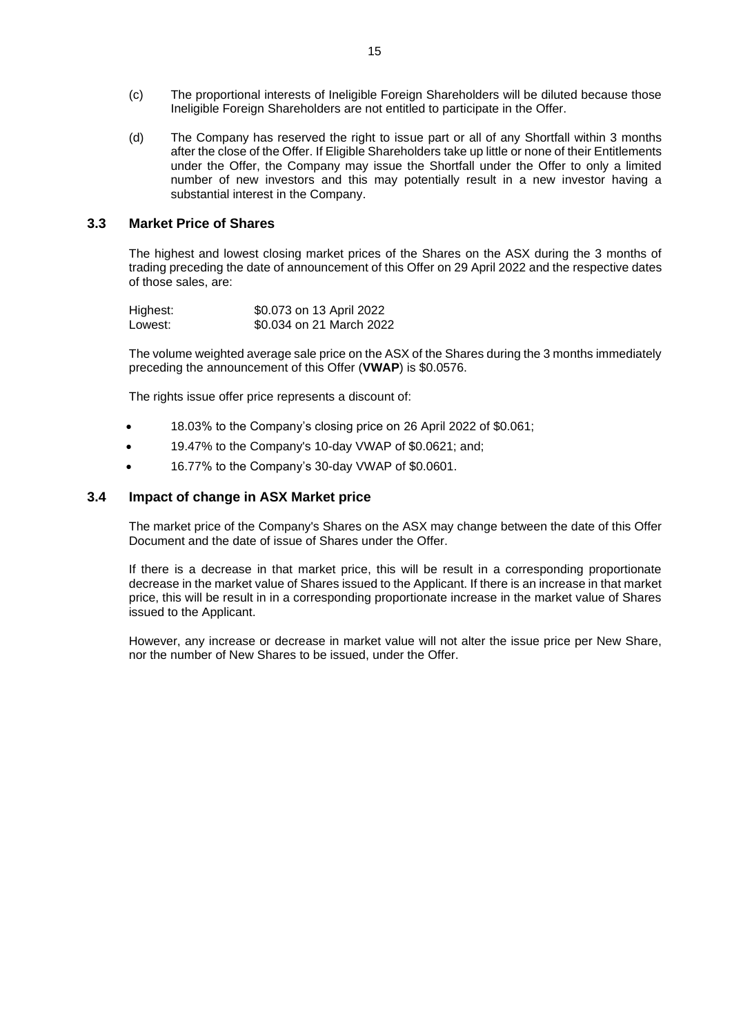(c) The proportional interests of Ineligible Foreign Shareholders will be diluted because those Ineligible Foreign Shareholders are not entitled to participate in the Offer.

(d) The Company has reserved the right to issue part or all of any Shortfall within 3 months after the close of the Offer. If Eligible Shareholders take up little or none of their Entitlements under the Offer, the Company may issue the Shortfall under the Offer to only a limited number of new investors and this may potentially result in a new investor having a substantial interest in the Company.

## 3.3 Market Price of Shares

The highest and lowest closing market prices of the Shares on the ASX during the 3 months of trading preceding the date of announcement of this Offer on 29 April 2022 and the respective dates of those sales, are:

| | |
|---|---|
| Highest: | \$0.073 on 13 April 2022 |
| Lowest: | \$0.034 on 21 March 2022 |

The volume weighted average sale price on the ASX of the Shares during the 3 months immediately preceding the announcement of this Offer (**VWAP**) is \$0.0576.

The rights issue offer price represents a discount of:

- 18.03% to the Company's closing price on 26 April 2022 of \$0.061;
- 19.47% to the Company's 10-day VWAP of \$0.0621; and;
- 16.77% to the Company's 30-day VWAP of \$0.0601.

## 3.4 Impact of change in ASX Market price

The market price of the Company's Shares on the ASX may change between the date of this Offer Document and the date of issue of Shares under the Offer.

If there is a decrease in that market price, this will be result in a corresponding proportionate decrease in the market value of Shares issued to the Applicant. If there is an increase in that market price, this will be result in in a corresponding proportionate increase in the market value of Shares issued to the Applicant.

However, any increase or decrease in market value will not alter the issue price per New Share, nor the number of New Shares to be issued, under the Offer.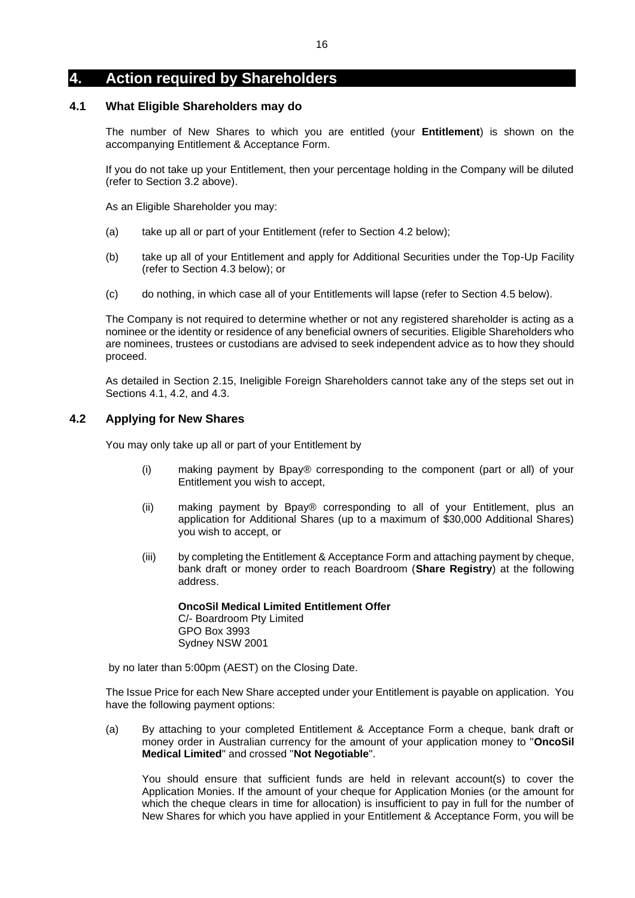# 4. Action required by Shareholders

## 4.1 What Eligible Shareholders may do

The number of New Shares to which you are entitled (your **Entitlement**) is shown on the accompanying Entitlement & Acceptance Form.

If you do not take up your Entitlement, then your percentage holding in the Company will be diluted (refer to Section 3.2 above).

As an Eligible Shareholder you may:

(a) take up all or part of your Entitlement (refer to Section 4.2 below);

(b) take up all of your Entitlement and apply for Additional Securities under the Top-Up Facility (refer to Section 4.3 below); or

(c) do nothing, in which case all of your Entitlements will lapse (refer to Section 4.5 below).

The Company is not required to determine whether or not any registered shareholder is acting as a nominee or the identity or residence of any beneficial owners of securities. Eligible Shareholders who are nominees, trustees or custodians are advised to seek independent advice as to how they should proceed.

As detailed in Section 2.15, Ineligible Foreign Shareholders cannot take any of the steps set out in Sections 4.1, 4.2, and 4.3.

## 4.2 Applying for New Shares

You may only take up all or part of your Entitlement by

(i) making payment by Bpay® corresponding to the component (part or all) of your Entitlement you wish to accept,

(ii) making payment by Bpay® corresponding to all of your Entitlement, plus an application for Additional Shares (up to a maximum of $30,000 Additional Shares) you wish to accept, or

(iii) by completing the Entitlement & Acceptance Form and attaching payment by cheque, bank draft or money order to reach Boardroom (**Share Registry**) at the following address.

**OncoSil Medical Limited Entitlement Offer**
C/- Boardroom Pty Limited
GPO Box 3993
Sydney NSW 2001

by no later than 5:00pm (AEST) on the Closing Date.

The Issue Price for each New Share accepted under your Entitlement is payable on application. You have the following payment options:

(a) By attaching to your completed Entitlement & Acceptance Form a cheque, bank draft or money order in Australian currency for the amount of your application money to "**OncoSil Medical Limited**" and crossed "**Not Negotiable**".

You should ensure that sufficient funds are held in relevant account(s) to cover the Application Monies. If the amount of your cheque for Application Monies (or the amount for which the cheque clears in time for allocation) is insufficient to pay in full for the number of New Shares for which you have applied in your Entitlement & Acceptance Form, you will be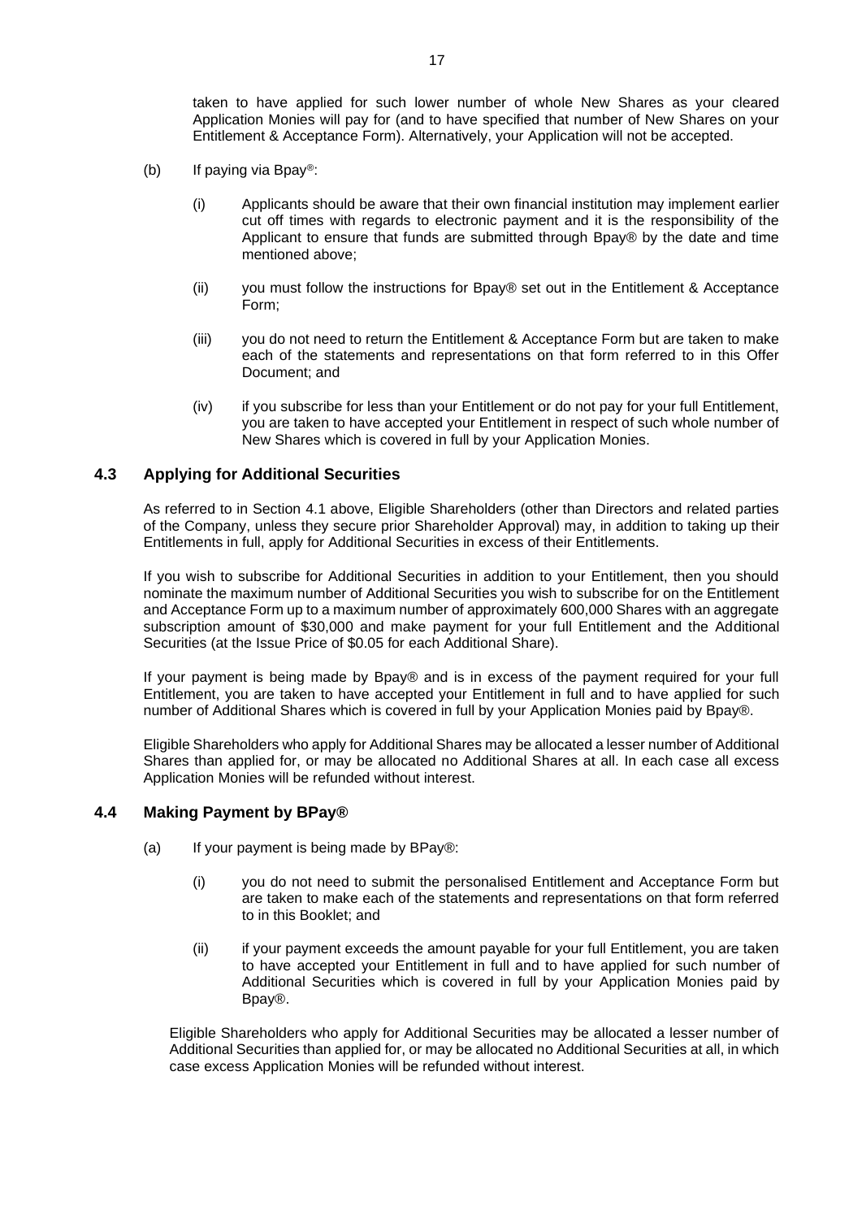taken to have applied for such lower number of whole New Shares as your cleared Application Monies will pay for (and to have specified that number of New Shares on your Entitlement & Acceptance Form). Alternatively, your Application will not be accepted.

(b) If paying via Bpay®:

(i) Applicants should be aware that their own financial institution may implement earlier cut off times with regards to electronic payment and it is the responsibility of the Applicant to ensure that funds are submitted through Bpay® by the date and time mentioned above;

(ii) you must follow the instructions for Bpay® set out in the Entitlement & Acceptance Form;

(iii) you do not need to return the Entitlement & Acceptance Form but are taken to make each of the statements and representations on that form referred to in this Offer Document; and

(iv) if you subscribe for less than your Entitlement or do not pay for your full Entitlement, you are taken to have accepted your Entitlement in respect of such whole number of New Shares which is covered in full by your Application Monies.

## 4.3 Applying for Additional Securities

As referred to in Section 4.1 above, Eligible Shareholders (other than Directors and related parties of the Company, unless they secure prior Shareholder Approval) may, in addition to taking up their Entitlements in full, apply for Additional Securities in excess of their Entitlements.

If you wish to subscribe for Additional Securities in addition to your Entitlement, then you should nominate the maximum number of Additional Securities you wish to subscribe for on the Entitlement and Acceptance Form up to a maximum number of approximately 600,000 Shares with an aggregate subscription amount of $30,000 and make payment for your full Entitlement and the Additional Securities (at the Issue Price of $0.05 for each Additional Share).

If your payment is being made by Bpay® and is in excess of the payment required for your full Entitlement, you are taken to have accepted your Entitlement in full and to have applied for such number of Additional Shares which is covered in full by your Application Monies paid by Bpay®.

Eligible Shareholders who apply for Additional Shares may be allocated a lesser number of Additional Shares than applied for, or may be allocated no Additional Shares at all. In each case all excess Application Monies will be refunded without interest.

## 4.4 Making Payment by BPay®

(a) If your payment is being made by BPay®:

(i) you do not need to submit the personalised Entitlement and Acceptance Form but are taken to make each of the statements and representations on that form referred to in this Booklet; and

(ii) if your payment exceeds the amount payable for your full Entitlement, you are taken to have accepted your Entitlement in full and to have applied for such number of Additional Securities which is covered in full by your Application Monies paid by Bpay®.

Eligible Shareholders who apply for Additional Securities may be allocated a lesser number of Additional Securities than applied for, or may be allocated no Additional Securities at all, in which case excess Application Monies will be refunded without interest.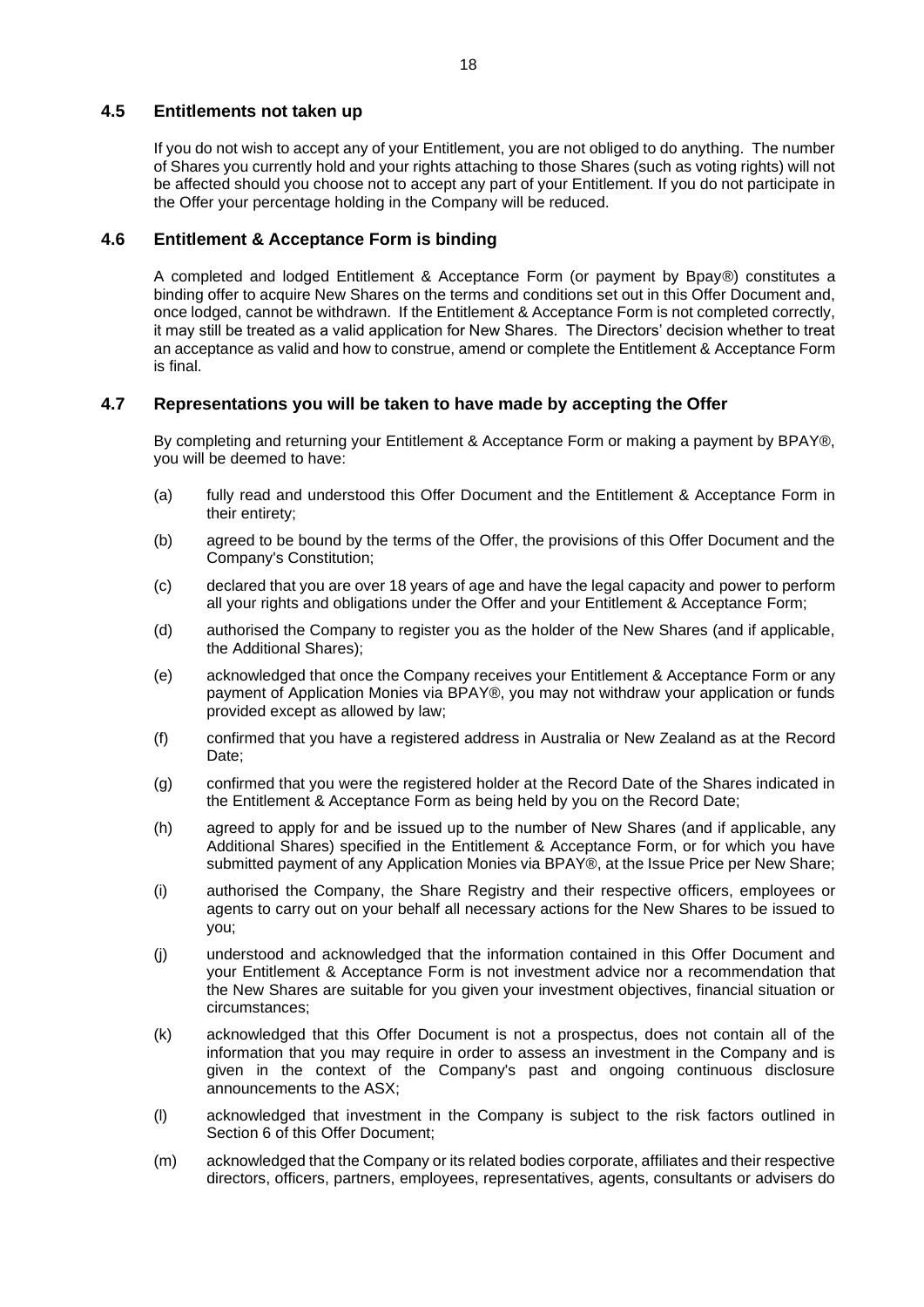## 4.5 Entitlements not taken up

If you do not wish to accept any of your Entitlement, you are not obliged to do anything. The number of Shares you currently hold and your rights attaching to those Shares (such as voting rights) will not be affected should you choose not to accept any part of your Entitlement. If you do not participate in the Offer your percentage holding in the Company will be reduced.

## 4.6 Entitlement & Acceptance Form is binding

A completed and lodged Entitlement & Acceptance Form (or payment by Bpay®) constitutes a binding offer to acquire New Shares on the terms and conditions set out in this Offer Document and, once lodged, cannot be withdrawn. If the Entitlement & Acceptance Form is not completed correctly, it may still be treated as a valid application for New Shares. The Directors' decision whether to treat an acceptance as valid and how to construe, amend or complete the Entitlement & Acceptance Form is final.

## 4.7 Representations you will be taken to have made by accepting the Offer

By completing and returning your Entitlement & Acceptance Form or making a payment by BPAY®, you will be deemed to have:

(a) fully read and understood this Offer Document and the Entitlement & Acceptance Form in their entirety;

(b) agreed to be bound by the terms of the Offer, the provisions of this Offer Document and the Company's Constitution;

(c) declared that you are over 18 years of age and have the legal capacity and power to perform all your rights and obligations under the Offer and your Entitlement & Acceptance Form;

(d) authorised the Company to register you as the holder of the New Shares (and if applicable, the Additional Shares);

(e) acknowledged that once the Company receives your Entitlement & Acceptance Form or any payment of Application Monies via BPAY®, you may not withdraw your application or funds provided except as allowed by law;

(f) confirmed that you have a registered address in Australia or New Zealand as at the Record Date;

(g) confirmed that you were the registered holder at the Record Date of the Shares indicated in the Entitlement & Acceptance Form as being held by you on the Record Date;

(h) agreed to apply for and be issued up to the number of New Shares (and if applicable, any Additional Shares) specified in the Entitlement & Acceptance Form, or for which you have submitted payment of any Application Monies via BPAY®, at the Issue Price per New Share;

(i) authorised the Company, the Share Registry and their respective officers, employees or agents to carry out on your behalf all necessary actions for the New Shares to be issued to you;

(j) understood and acknowledged that the information contained in this Offer Document and your Entitlement & Acceptance Form is not investment advice nor a recommendation that the New Shares are suitable for you given your investment objectives, financial situation or circumstances;

(k) acknowledged that this Offer Document is not a prospectus, does not contain all of the information that you may require in order to assess an investment in the Company and is given in the context of the Company's past and ongoing continuous disclosure announcements to the ASX;

(l) acknowledged that investment in the Company is subject to the risk factors outlined in Section 6 of this Offer Document;

(m) acknowledged that the Company or its related bodies corporate, affiliates and their respective directors, officers, partners, employees, representatives, agents, consultants or advisers do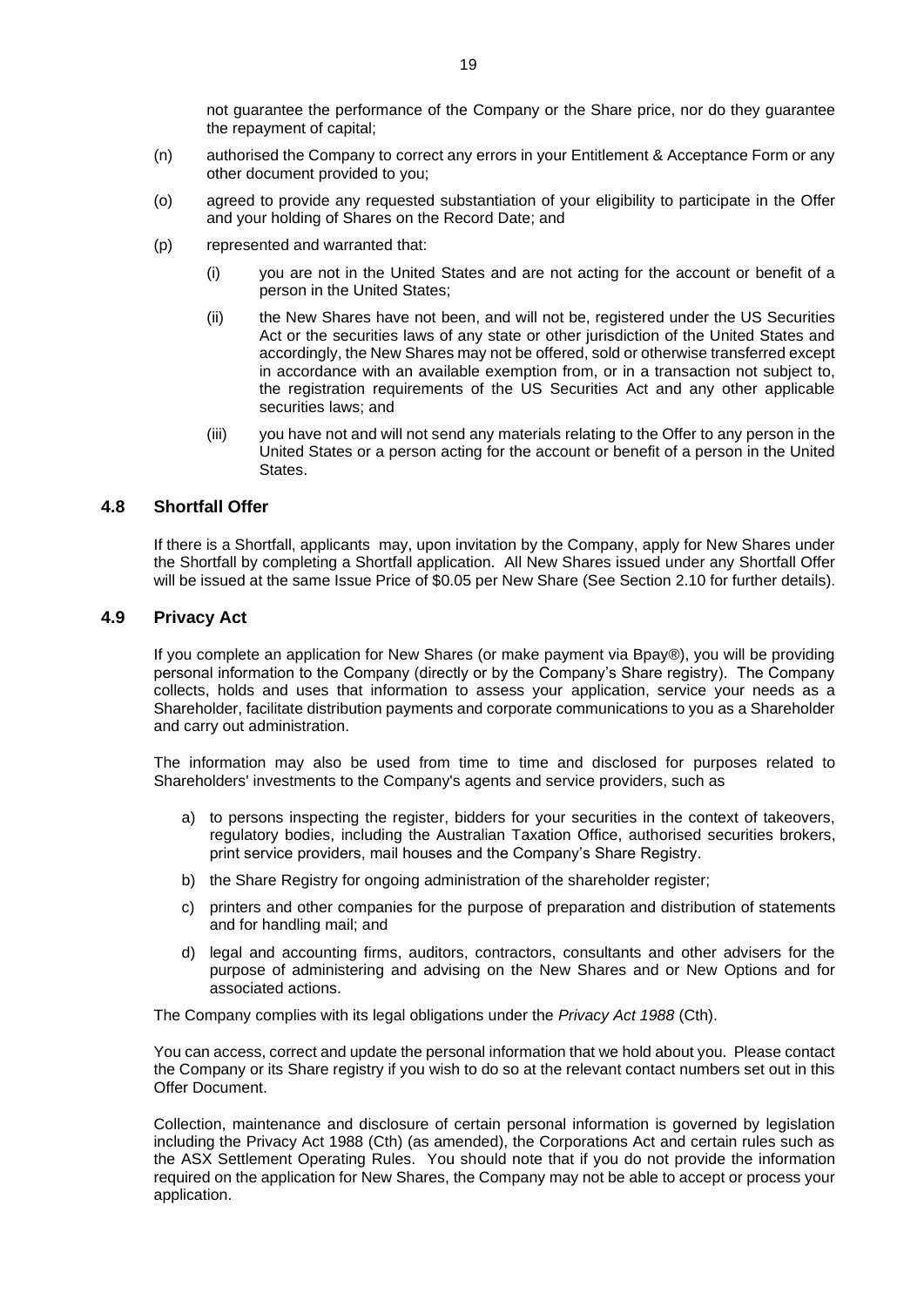not guarantee the performance of the Company or the Share price, nor do they guarantee the repayment of capital;

(n) authorised the Company to correct any errors in your Entitlement & Acceptance Form or any other document provided to you;

(o) agreed to provide any requested substantiation of your eligibility to participate in the Offer and your holding of Shares on the Record Date; and

(p) represented and warranted that:

   (i) you are not in the United States and are not acting for the account or benefit of a person in the United States;

   (ii) the New Shares have not been, and will not be, registered under the US Securities Act or the securities laws of any state or other jurisdiction of the United States and accordingly, the New Shares may not be offered, sold or otherwise transferred except in accordance with an available exemption from, or in a transaction not subject to, the registration requirements of the US Securities Act and any other applicable securities laws; and

   (iii) you have not and will not send any materials relating to the Offer to any person in the United States or a person acting for the account or benefit of a person in the United States.

## 4.8 Shortfall Offer

If there is a Shortfall, applicants may, upon invitation by the Company, apply for New Shares under the Shortfall by completing a Shortfall application. All New Shares issued under any Shortfall Offer will be issued at the same Issue Price of $0.05 per New Share (See Section 2.10 for further details).

## 4.9 Privacy Act

If you complete an application for New Shares (or make payment via Bpay®), you will be providing personal information to the Company (directly or by the Company's Share registry). The Company collects, holds and uses that information to assess your application, service your needs as a Shareholder, facilitate distribution payments and corporate communications to you as a Shareholder and carry out administration.

The information may also be used from time to time and disclosed for purposes related to Shareholders' investments to the Company's agents and service providers, such as

a) to persons inspecting the register, bidders for your securities in the context of takeovers, regulatory bodies, including the Australian Taxation Office, authorised securities brokers, print service providers, mail houses and the Company's Share Registry.

b) the Share Registry for ongoing administration of the shareholder register;

c) printers and other companies for the purpose of preparation and distribution of statements and for handling mail; and

d) legal and accounting firms, auditors, contractors, consultants and other advisers for the purpose of administering and advising on the New Shares and or New Options and for associated actions.

The Company complies with its legal obligations under the *Privacy Act 1988* (Cth).

You can access, correct and update the personal information that we hold about you. Please contact the Company or its Share registry if you wish to do so at the relevant contact numbers set out in this Offer Document.

Collection, maintenance and disclosure of certain personal information is governed by legislation including the Privacy Act 1988 (Cth) (as amended), the Corporations Act and certain rules such as the ASX Settlement Operating Rules. You should note that if you do not provide the information required on the application for New Shares, the Company may not be able to accept or process your application.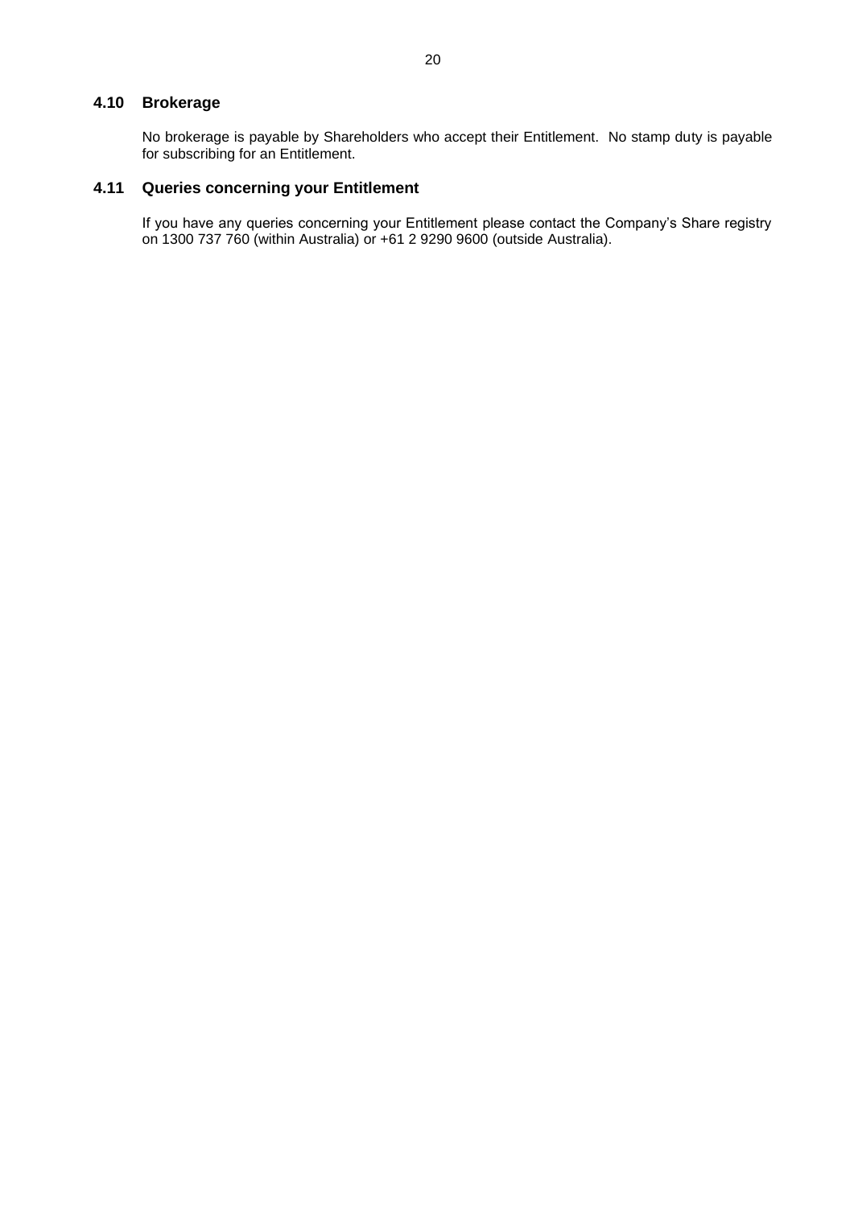### 4.10 Brokerage

No brokerage is payable by Shareholders who accept their Entitlement. No stamp duty is payable for subscribing for an Entitlement.

### 4.11 Queries concerning your Entitlement

If you have any queries concerning your Entitlement please contact the Company's Share registry on 1300 737 760 (within Australia) or +61 2 9290 9600 (outside Australia).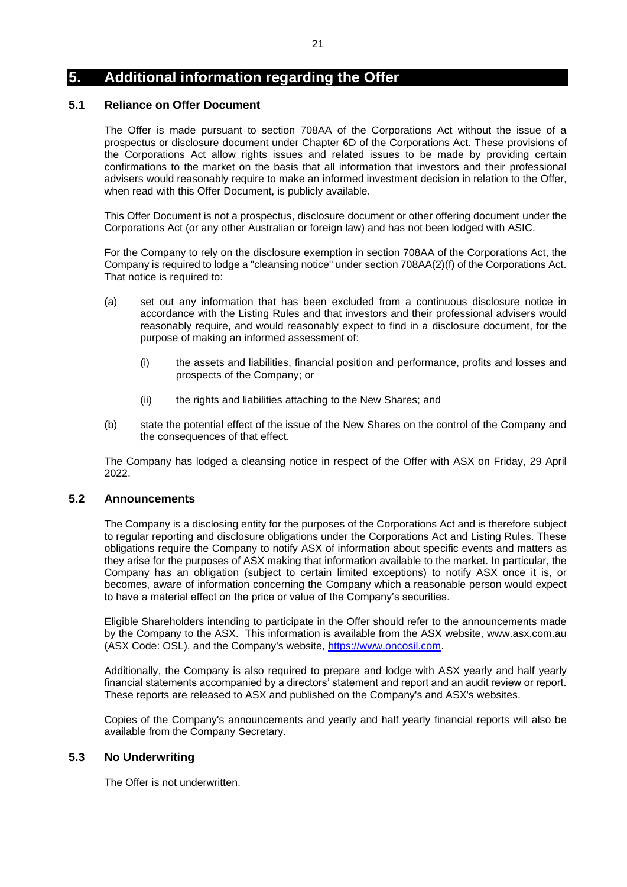# 5. Additional information regarding the Offer

## 5.1 Reliance on Offer Document

The Offer is made pursuant to section 708AA of the Corporations Act without the issue of a prospectus or disclosure document under Chapter 6D of the Corporations Act. These provisions of the Corporations Act allow rights issues and related issues to be made by providing certain confirmations to the market on the basis that all information that investors and their professional advisers would reasonably require to make an informed investment decision in relation to the Offer, when read with this Offer Document, is publicly available.

This Offer Document is not a prospectus, disclosure document or other offering document under the Corporations Act (or any other Australian or foreign law) and has not been lodged with ASIC.

For the Company to rely on the disclosure exemption in section 708AA of the Corporations Act, the Company is required to lodge a "cleansing notice" under section 708AA(2)(f) of the Corporations Act. That notice is required to:

(a) set out any information that has been excluded from a continuous disclosure notice in accordance with the Listing Rules and that investors and their professional advisers would reasonably require, and would reasonably expect to find in a disclosure document, for the purpose of making an informed assessment of:

   (i) the assets and liabilities, financial position and performance, profits and losses and prospects of the Company; or

   (ii) the rights and liabilities attaching to the New Shares; and

(b) state the potential effect of the issue of the New Shares on the control of the Company and the consequences of that effect.

The Company has lodged a cleansing notice in respect of the Offer with ASX on Friday, 29 April 2022.

## 5.2 Announcements

The Company is a disclosing entity for the purposes of the Corporations Act and is therefore subject to regular reporting and disclosure obligations under the Corporations Act and Listing Rules. These obligations require the Company to notify ASX of information about specific events and matters as they arise for the purposes of ASX making that information available to the market. In particular, the Company has an obligation (subject to certain limited exceptions) to notify ASX once it is, or becomes, aware of information concerning the Company which a reasonable person would expect to have a material effect on the price or value of the Company's securities.

Eligible Shareholders intending to participate in the Offer should refer to the announcements made by the Company to the ASX. This information is available from the ASX website, www.asx.com.au (ASX Code: OSL), and the Company's website, [https://www.oncosil.com](https://www.oncosil.com).

Additionally, the Company is also required to prepare and lodge with ASX yearly and half yearly financial statements accompanied by a directors' statement and report and an audit review or report. These reports are released to ASX and published on the Company's and ASX's websites.

Copies of the Company's announcements and yearly and half yearly financial reports will also be available from the Company Secretary.

## 5.3 No Underwriting

The Offer is not underwritten.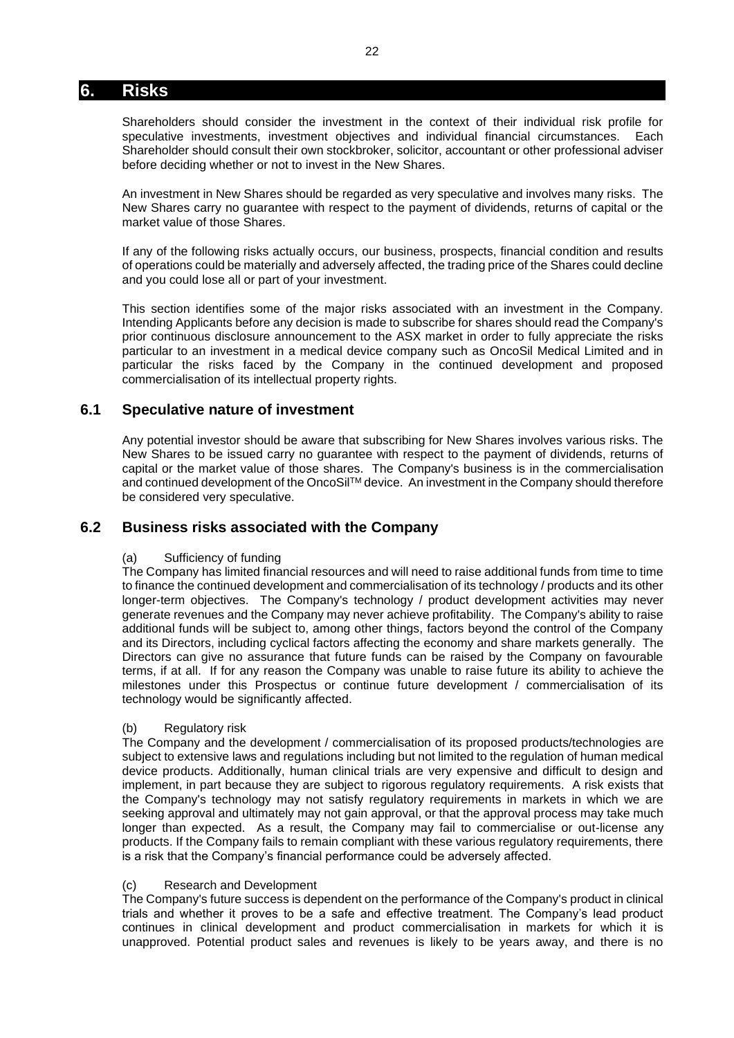# 6. Risks

Shareholders should consider the investment in the context of their individual risk profile for speculative investments, investment objectives and individual financial circumstances. Each Shareholder should consult their own stockbroker, solicitor, accountant or other professional adviser before deciding whether or not to invest in the New Shares.

An investment in New Shares should be regarded as very speculative and involves many risks. The New Shares carry no guarantee with respect to the payment of dividends, returns of capital or the market value of those Shares.

If any of the following risks actually occurs, our business, prospects, financial condition and results of operations could be materially and adversely affected, the trading price of the Shares could decline and you could lose all or part of your investment.

This section identifies some of the major risks associated with an investment in the Company. Intending Applicants before any decision is made to subscribe for shares should read the Company's prior continuous disclosure announcement to the ASX market in order to fully appreciate the risks particular to an investment in a medical device company such as OncoSil Medical Limited and in particular the risks faced by the Company in the continued development and proposed commercialisation of its intellectual property rights.

## 6.1 Speculative nature of investment

Any potential investor should be aware that subscribing for New Shares involves various risks. The New Shares to be issued carry no guarantee with respect to the payment of dividends, returns of capital or the market value of those shares. The Company's business is in the commercialisation and continued development of the OncoSil™ device. An investment in the Company should therefore be considered very speculative.

## 6.2 Business risks associated with the Company

(a) Sufficiency of funding

The Company has limited financial resources and will need to raise additional funds from time to time to finance the continued development and commercialisation of its technology / products and its other longer-term objectives. The Company's technology / product development activities may never generate revenues and the Company may never achieve profitability. The Company's ability to raise additional funds will be subject to, among other things, factors beyond the control of the Company and its Directors, including cyclical factors affecting the economy and share markets generally. The Directors can give no assurance that future funds can be raised by the Company on favourable terms, if at all. If for any reason the Company was unable to raise future its ability to achieve the milestones under this Prospectus or continue future development / commercialisation of its technology would be significantly affected.

(b) Regulatory risk

The Company and the development / commercialisation of its proposed products/technologies are subject to extensive laws and regulations including but not limited to the regulation of human medical device products. Additionally, human clinical trials are very expensive and difficult to design and implement, in part because they are subject to rigorous regulatory requirements. A risk exists that the Company's technology may not satisfy regulatory requirements in markets in which we are seeking approval and ultimately may not gain approval, or that the approval process may take much longer than expected. As a result, the Company may fail to commercialise or out-license any products. If the Company fails to remain compliant with these various regulatory requirements, there is a risk that the Company's financial performance could be adversely affected.

(c) Research and Development

The Company's future success is dependent on the performance of the Company's product in clinical trials and whether it proves to be a safe and effective treatment. The Company's lead product continues in clinical development and product commercialisation in markets for which it is unapproved. Potential product sales and revenues is likely to be years away, and there is no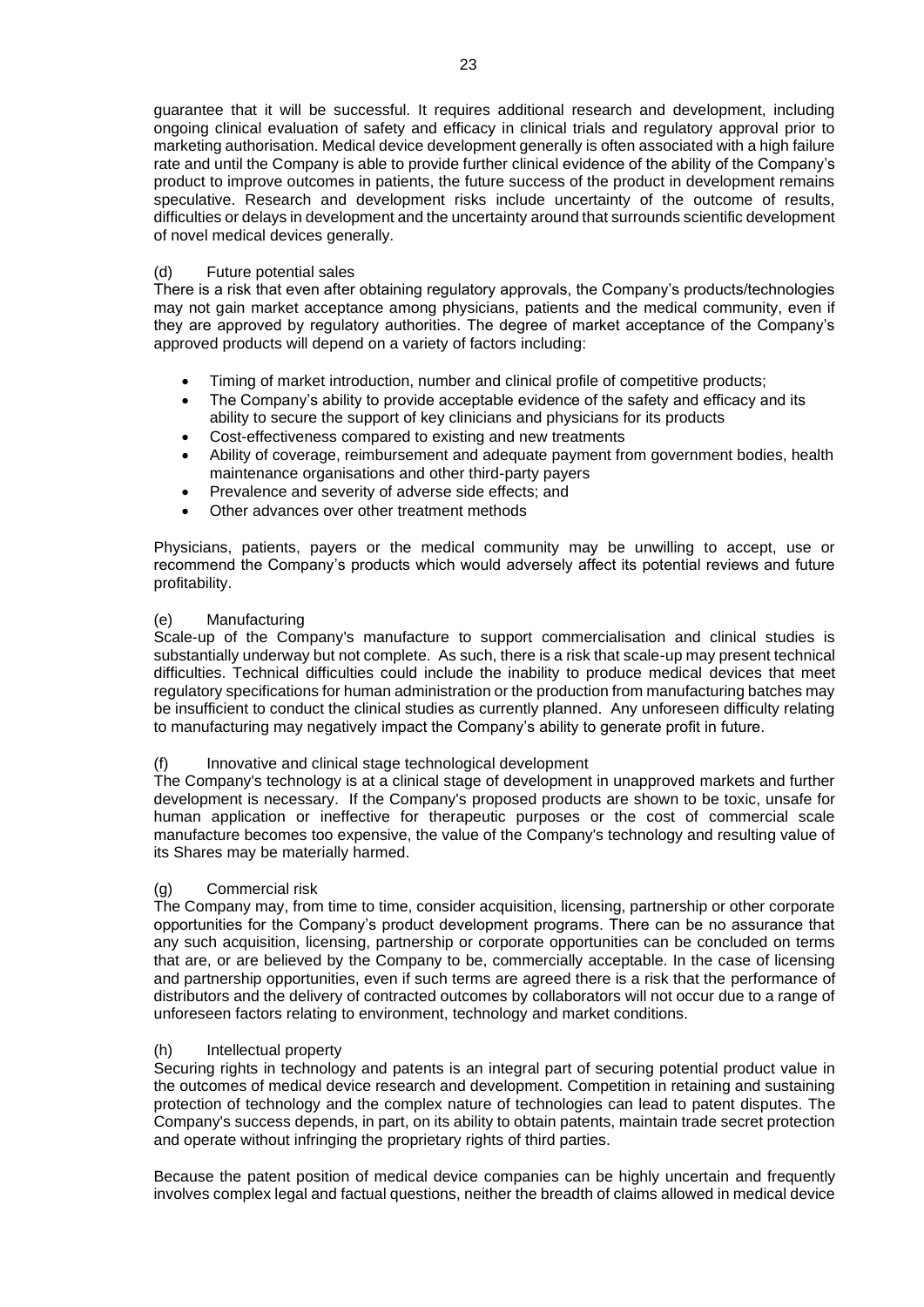guarantee that it will be successful. It requires additional research and development, including ongoing clinical evaluation of safety and efficacy in clinical trials and regulatory approval prior to marketing authorisation. Medical device development generally is often associated with a high failure rate and until the Company is able to provide further clinical evidence of the ability of the Company's product to improve outcomes in patients, the future success of the product in development remains speculative. Research and development risks include uncertainty of the outcome of results, difficulties or delays in development and the uncertainty around that surrounds scientific development of novel medical devices generally.

(d) Future potential sales

There is a risk that even after obtaining regulatory approvals, the Company's products/technologies may not gain market acceptance among physicians, patients and the medical community, even if they are approved by regulatory authorities. The degree of market acceptance of the Company's approved products will depend on a variety of factors including:

- Timing of market introduction, number and clinical profile of competitive products;
- The Company's ability to provide acceptable evidence of the safety and efficacy and its ability to secure the support of key clinicians and physicians for its products
- Cost-effectiveness compared to existing and new treatments
- Ability of coverage, reimbursement and adequate payment from government bodies, health maintenance organisations and other third-party payers
- Prevalence and severity of adverse side effects; and
- Other advances over other treatment methods

Physicians, patients, payers or the medical community may be unwilling to accept, use or recommend the Company's products which would adversely affect its potential reviews and future profitability.

(e) Manufacturing

Scale-up of the Company's manufacture to support commercialisation and clinical studies is substantially underway but not complete. As such, there is a risk that scale-up may present technical difficulties. Technical difficulties could include the inability to produce medical devices that meet regulatory specifications for human administration or the production from manufacturing batches may be insufficient to conduct the clinical studies as currently planned. Any unforeseen difficulty relating to manufacturing may negatively impact the Company's ability to generate profit in future.

(f) Innovative and clinical stage technological development

The Company's technology is at a clinical stage of development in unapproved markets and further development is necessary. If the Company's proposed products are shown to be toxic, unsafe for human application or ineffective for therapeutic purposes or the cost of commercial scale manufacture becomes too expensive, the value of the Company's technology and resulting value of its Shares may be materially harmed.

(g) Commercial risk

The Company may, from time to time, consider acquisition, licensing, partnership or other corporate opportunities for the Company's product development programs. There can be no assurance that any such acquisition, licensing, partnership or corporate opportunities can be concluded on terms that are, or are believed by the Company to be, commercially acceptable. In the case of licensing and partnership opportunities, even if such terms are agreed there is a risk that the performance of distributors and the delivery of contracted outcomes by collaborators will not occur due to a range of unforeseen factors relating to environment, technology and market conditions.

(h) Intellectual property

Securing rights in technology and patents is an integral part of securing potential product value in the outcomes of medical device research and development. Competition in retaining and sustaining protection of technology and the complex nature of technologies can lead to patent disputes. The Company's success depends, in part, on its ability to obtain patents, maintain trade secret protection and operate without infringing the proprietary rights of third parties.

Because the patent position of medical device companies can be highly uncertain and frequently involves complex legal and factual questions, neither the breadth of claims allowed in medical device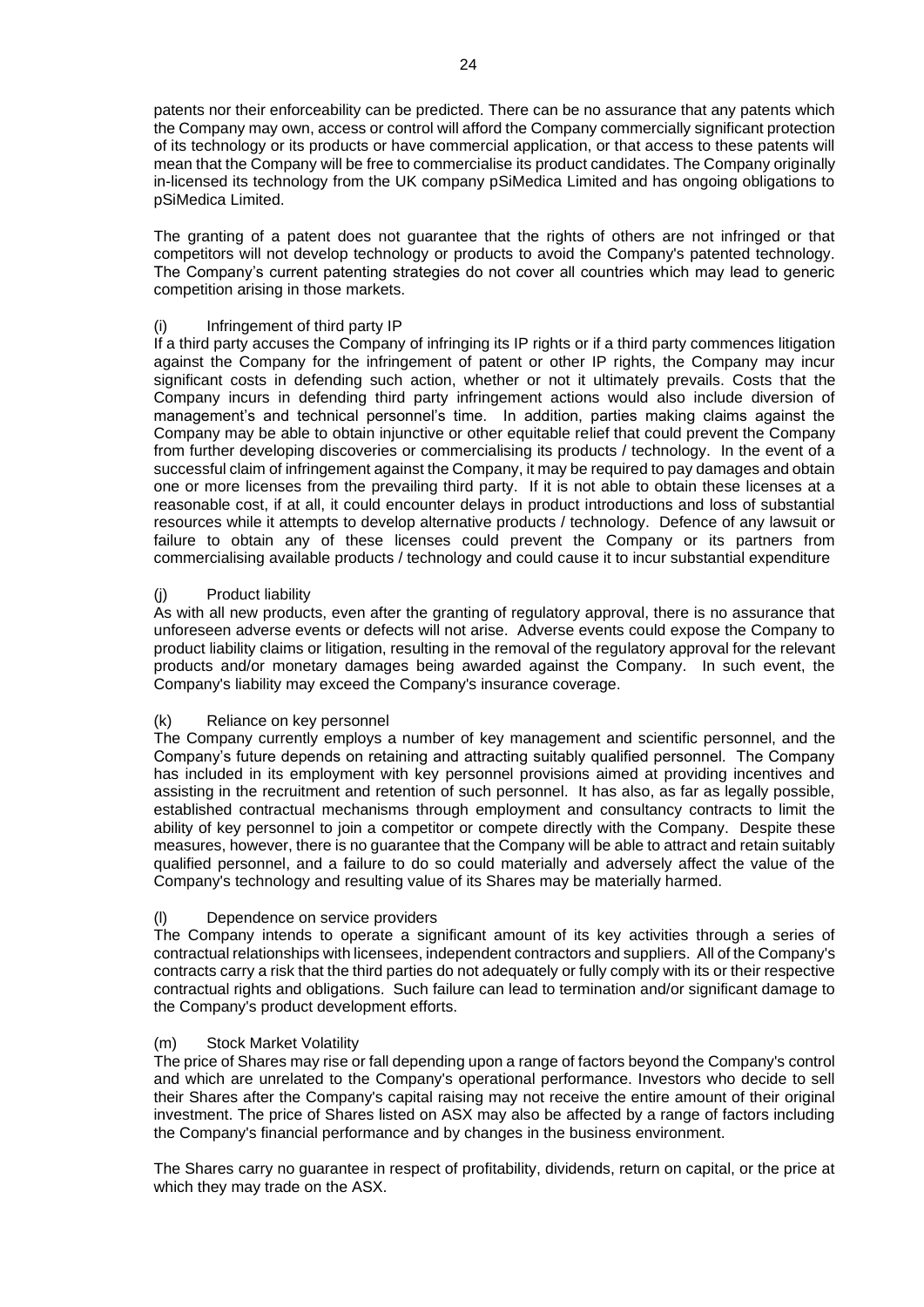patents nor their enforceability can be predicted. There can be no assurance that any patents which the Company may own, access or control will afford the Company commercially significant protection of its technology or its products or have commercial application, or that access to these patents will mean that the Company will be free to commercialise its product candidates. The Company originally in-licensed its technology from the UK company pSiMedica Limited and has ongoing obligations to pSiMedica Limited.

The granting of a patent does not guarantee that the rights of others are not infringed or that competitors will not develop technology or products to avoid the Company's patented technology. The Company's current patenting strategies do not cover all countries which may lead to generic competition arising in those markets.

(i) Infringement of third party IP

If a third party accuses the Company of infringing its IP rights or if a third party commences litigation against the Company for the infringement of patent or other IP rights, the Company may incur significant costs in defending such action, whether or not it ultimately prevails. Costs that the Company incurs in defending third party infringement actions would also include diversion of management's and technical personnel's time. In addition, parties making claims against the Company may be able to obtain injunctive or other equitable relief that could prevent the Company from further developing discoveries or commercialising its products / technology. In the event of a successful claim of infringement against the Company, it may be required to pay damages and obtain one or more licenses from the prevailing third party. If it is not able to obtain these licenses at a reasonable cost, if at all, it could encounter delays in product introductions and loss of substantial resources while it attempts to develop alternative products / technology. Defence of any lawsuit or failure to obtain any of these licenses could prevent the Company or its partners from commercialising available products / technology and could cause it to incur substantial expenditure

(j) Product liability

As with all new products, even after the granting of regulatory approval, there is no assurance that unforeseen adverse events or defects will not arise. Adverse events could expose the Company to product liability claims or litigation, resulting in the removal of the regulatory approval for the relevant products and/or monetary damages being awarded against the Company. In such event, the Company's liability may exceed the Company's insurance coverage.

(k) Reliance on key personnel

The Company currently employs a number of key management and scientific personnel, and the Company's future depends on retaining and attracting suitably qualified personnel. The Company has included in its employment with key personnel provisions aimed at providing incentives and assisting in the recruitment and retention of such personnel. It has also, as far as legally possible, established contractual mechanisms through employment and consultancy contracts to limit the ability of key personnel to join a competitor or compete directly with the Company. Despite these measures, however, there is no guarantee that the Company will be able to attract and retain suitably qualified personnel, and a failure to do so could materially and adversely affect the value of the Company's technology and resulting value of its Shares may be materially harmed.

(l) Dependence on service providers

The Company intends to operate a significant amount of its key activities through a series of contractual relationships with licensees, independent contractors and suppliers. All of the Company's contracts carry a risk that the third parties do not adequately or fully comply with its or their respective contractual rights and obligations. Such failure can lead to termination and/or significant damage to the Company's product development efforts.

(m) Stock Market Volatility

The price of Shares may rise or fall depending upon a range of factors beyond the Company's control and which are unrelated to the Company's operational performance. Investors who decide to sell their Shares after the Company's capital raising may not receive the entire amount of their original investment. The price of Shares listed on ASX may also be affected by a range of factors including the Company's financial performance and by changes in the business environment.

The Shares carry no guarantee in respect of profitability, dividends, return on capital, or the price at which they may trade on the ASX.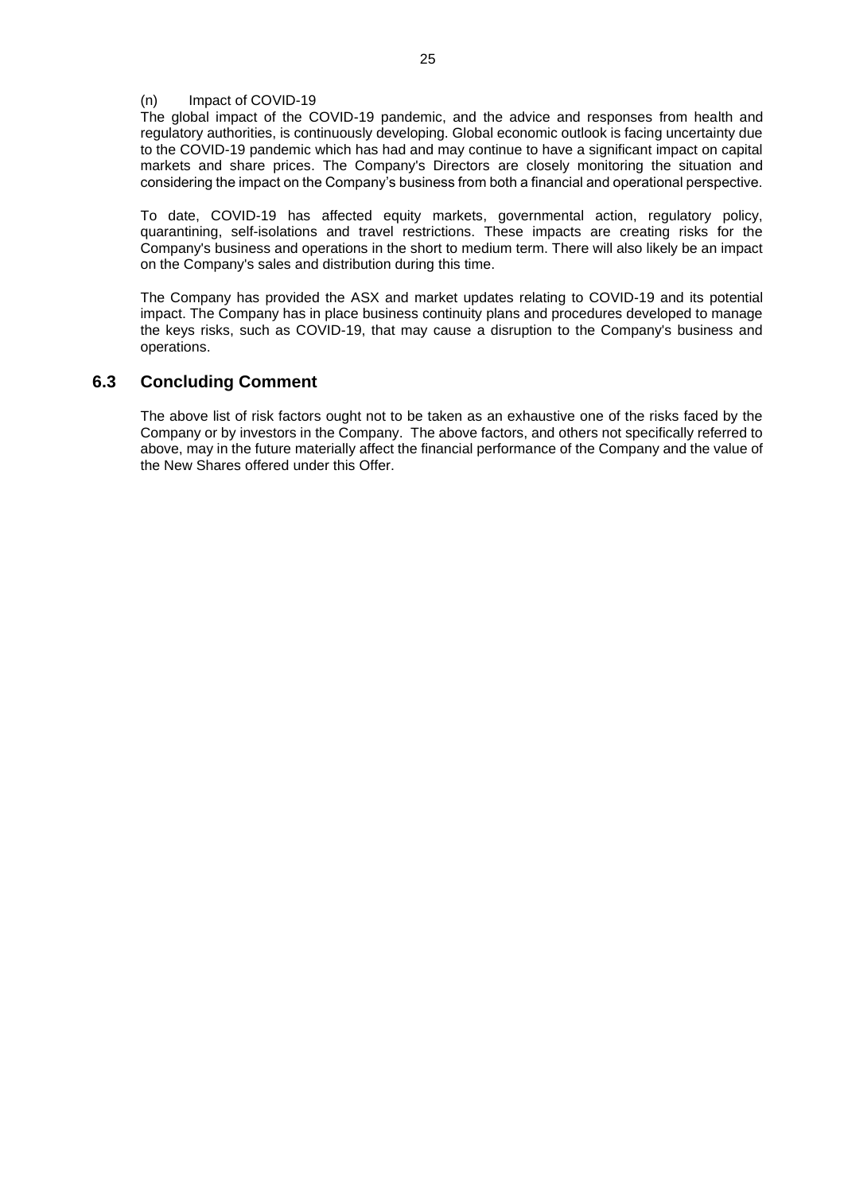(n) Impact of COVID-19

The global impact of the COVID-19 pandemic, and the advice and responses from health and regulatory authorities, is continuously developing. Global economic outlook is facing uncertainty due to the COVID-19 pandemic which has had and may continue to have a significant impact on capital markets and share prices. The Company's Directors are closely monitoring the situation and considering the impact on the Company's business from both a financial and operational perspective.

To date, COVID-19 has affected equity markets, governmental action, regulatory policy, quarantining, self-isolations and travel restrictions. These impacts are creating risks for the Company's business and operations in the short to medium term. There will also likely be an impact on the Company's sales and distribution during this time.

The Company has provided the ASX and market updates relating to COVID-19 and its potential impact. The Company has in place business continuity plans and procedures developed to manage the keys risks, such as COVID-19, that may cause a disruption to the Company's business and operations.

## 6.3 Concluding Comment

The above list of risk factors ought not to be taken as an exhaustive one of the risks faced by the Company or by investors in the Company. The above factors, and others not specifically referred to above, may in the future materially affect the financial performance of the Company and the value of the New Shares offered under this Offer.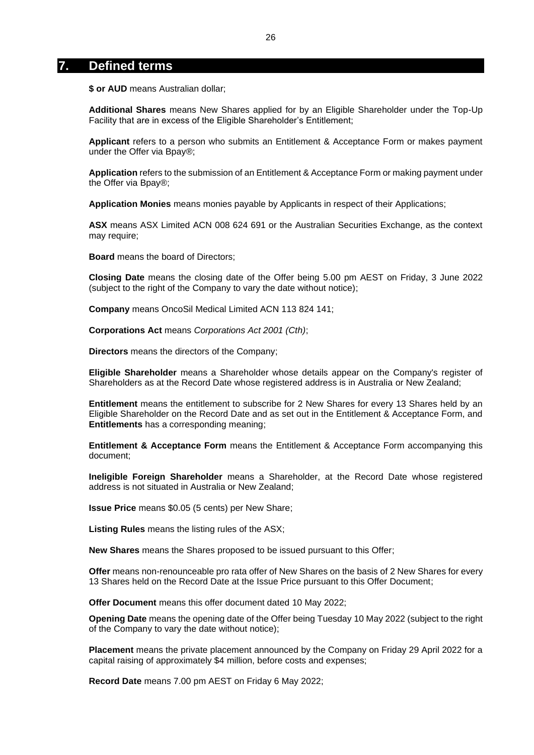# 7. Defined terms

**$ or AUD** means Australian dollar;

**Additional Shares** means New Shares applied for by an Eligible Shareholder under the Top-Up Facility that are in excess of the Eligible Shareholder's Entitlement;

**Applicant** refers to a person who submits an Entitlement & Acceptance Form or makes payment under the Offer via Bpay®;

**Application** refers to the submission of an Entitlement & Acceptance Form or making payment under the Offer via Bpay®;

**Application Monies** means monies payable by Applicants in respect of their Applications;

**ASX** means ASX Limited ACN 008 624 691 or the Australian Securities Exchange, as the context may require;

**Board** means the board of Directors;

**Closing Date** means the closing date of the Offer being 5.00 pm AEST on Friday, 3 June 2022 (subject to the right of the Company to vary the date without notice);

**Company** means OncoSil Medical Limited ACN 113 824 141;

**Corporations Act** means *Corporations Act 2001 (Cth)*;

**Directors** means the directors of the Company;

**Eligible Shareholder** means a Shareholder whose details appear on the Company's register of Shareholders as at the Record Date whose registered address is in Australia or New Zealand;

**Entitlement** means the entitlement to subscribe for 2 New Shares for every 13 Shares held by an Eligible Shareholder on the Record Date and as set out in the Entitlement & Acceptance Form, and **Entitlements** has a corresponding meaning;

**Entitlement & Acceptance Form** means the Entitlement & Acceptance Form accompanying this document;

**Ineligible Foreign Shareholder** means a Shareholder, at the Record Date whose registered address is not situated in Australia or New Zealand;

**Issue Price** means $0.05 (5 cents) per New Share;

**Listing Rules** means the listing rules of the ASX;

**New Shares** means the Shares proposed to be issued pursuant to this Offer;

**Offer** means non-renounceable pro rata offer of New Shares on the basis of 2 New Shares for every 13 Shares held on the Record Date at the Issue Price pursuant to this Offer Document;

**Offer Document** means this offer document dated 10 May 2022;

**Opening Date** means the opening date of the Offer being Tuesday 10 May 2022 (subject to the right of the Company to vary the date without notice);

**Placement** means the private placement announced by the Company on Friday 29 April 2022 for a capital raising of approximately $4 million, before costs and expenses;

**Record Date** means 7.00 pm AEST on Friday 6 May 2022;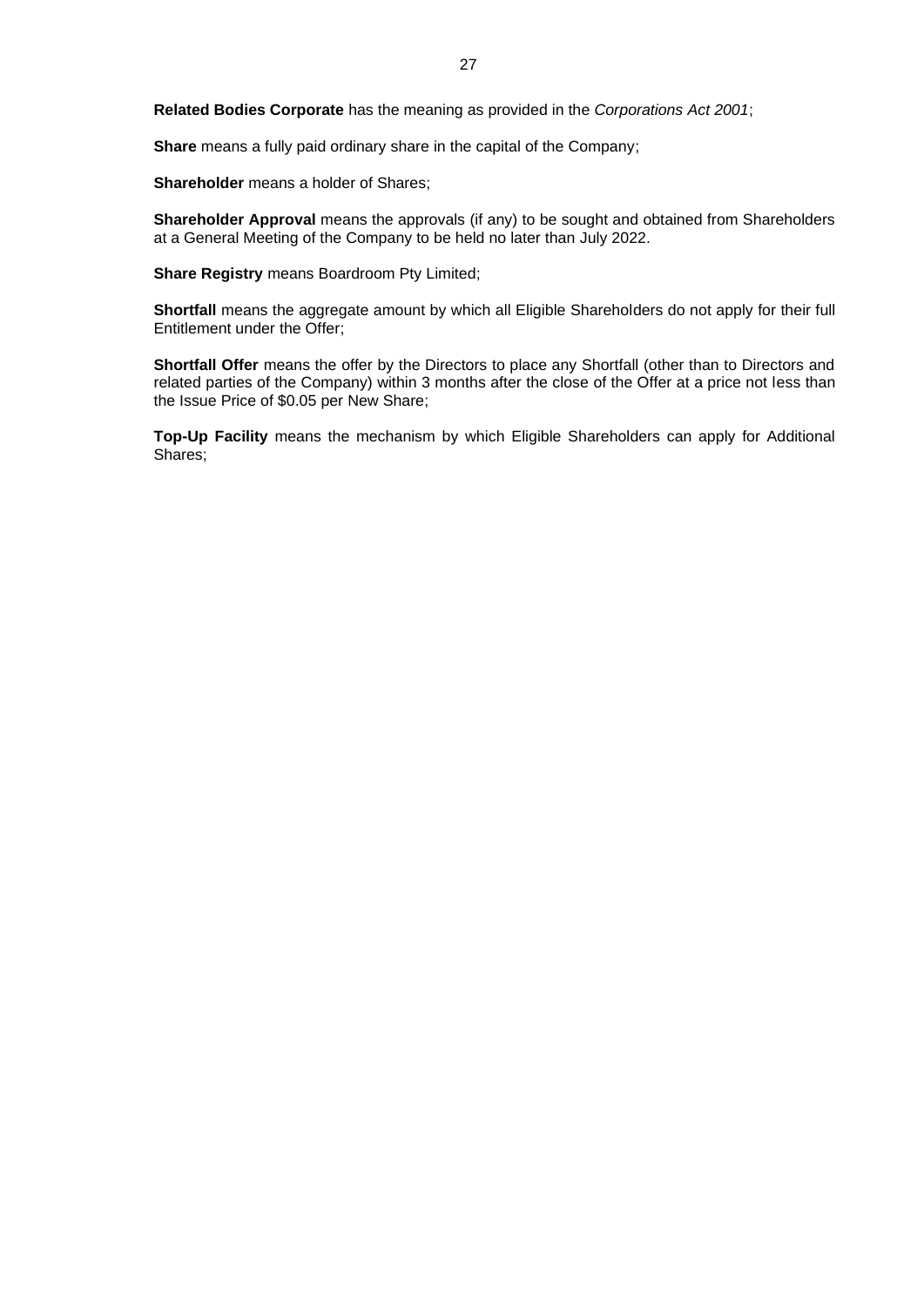**Related Bodies Corporate** has the meaning as provided in the *Corporations Act 2001*;

**Share** means a fully paid ordinary share in the capital of the Company;

**Shareholder** means a holder of Shares;

**Shareholder Approval** means the approvals (if any) to be sought and obtained from Shareholders at a General Meeting of the Company to be held no later than July 2022.

**Share Registry** means Boardroom Pty Limited;

**Shortfall** means the aggregate amount by which all Eligible Shareholders do not apply for their full Entitlement under the Offer;

**Shortfall Offer** means the offer by the Directors to place any Shortfall (other than to Directors and related parties of the Company) within 3 months after the close of the Offer at a price not less than the Issue Price of $0.05 per New Share;

**Top-Up Facility** means the mechanism by which Eligible Shareholders can apply for Additional Shares;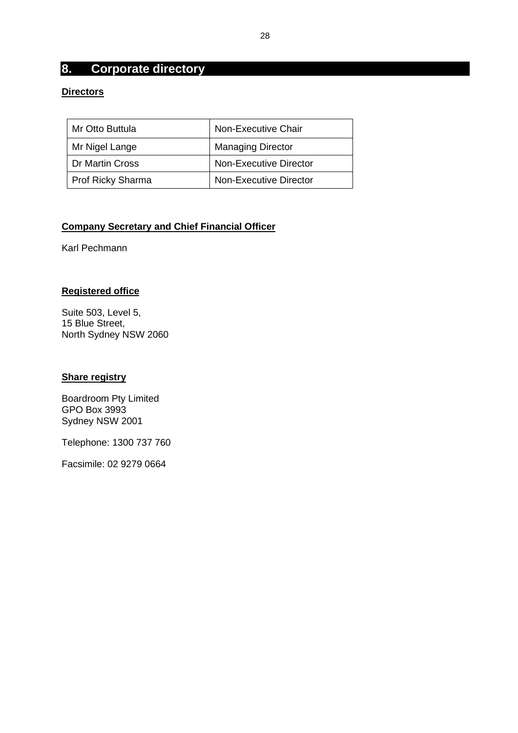# 8. Corporate directory

**Directors**

| | |
|---|---|
| Mr Otto Buttula | Non-Executive Chair |
| Mr Nigel Lange | Managing Director |
| Dr Martin Cross | Non-Executive Director |
| Prof Ricky Sharma | Non-Executive Director |

**Company Secretary and Chief Financial Officer**

Karl Pechmann

**Registered office**

Suite 503, Level 5,
15 Blue Street,
North Sydney NSW 2060

**Share registry**

Boardroom Pty Limited
GPO Box 3993
Sydney NSW 2001

Telephone: 1300 737 760

Facsimile: 02 9279 0664